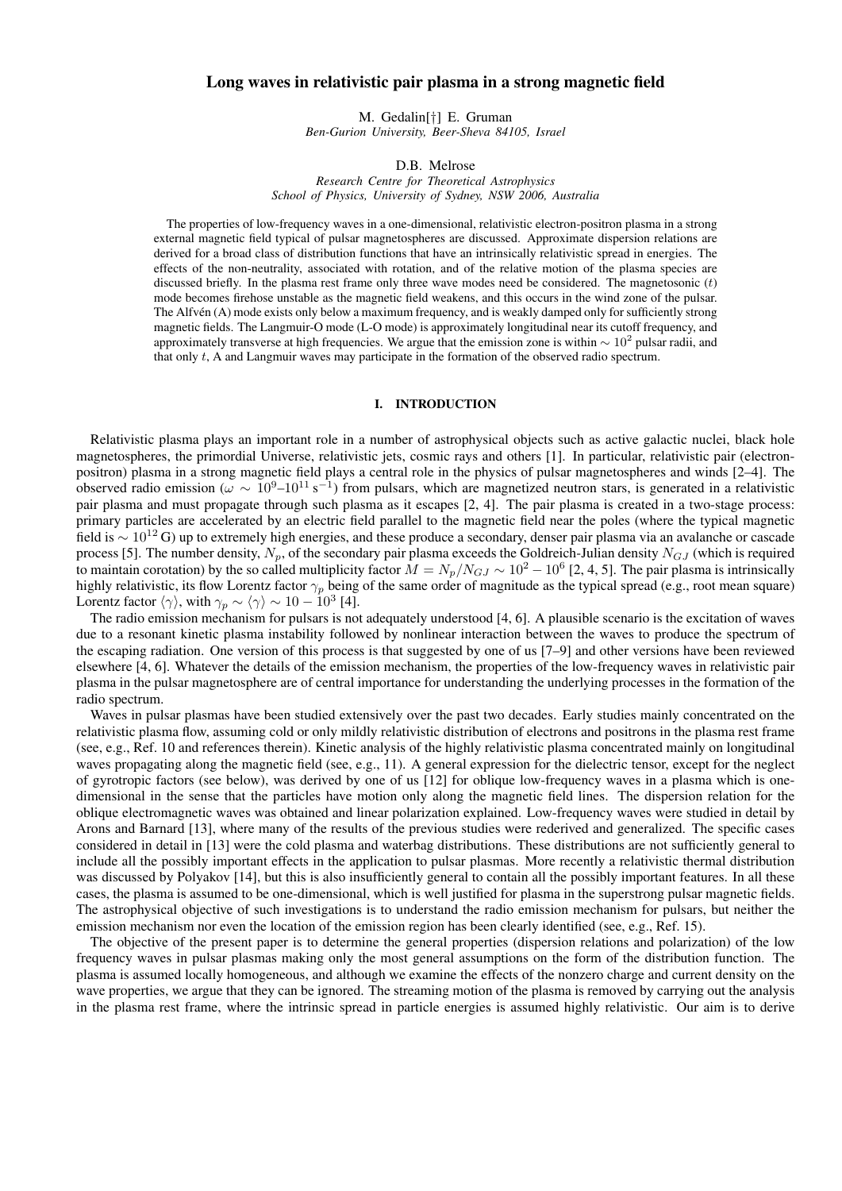# Long waves in relativistic pair plasma in a strong magnetic field

M. Gedalin[†] E. Gruman
*Ben-Gurion University, Beer-Sheva 84105, Israel*

D.B. Melrose
*Research Centre for Theoretical Astrophysics*
*School of Physics, University of Sydney, NSW 2006, Australia*

The properties of low-frequency waves in a one-dimensional, relativistic electron-positron plasma in a strong external magnetic field typical of pulsar magnetospheres are discussed. Approximate dispersion relations are derived for a broad class of distribution functions that have an intrinsically relativistic spread in energies. The effects of the non-neutrality, associated with rotation, and of the relative motion of the plasma species are discussed briefly. In the plasma rest frame only three wave modes need be considered. The magnetosonic ($t$) mode becomes firehose unstable as the magnetic field weakens, and this occurs in the wind zone of the pulsar. The Alfvén (A) mode exists only below a maximum frequency, and is weakly damped only for sufficiently strong magnetic fields. The Langmuir-O mode (L-O mode) is approximately longitudinal near its cutoff frequency, and approximately transverse at high frequencies. We argue that the emission zone is within $\sim 10^2$ pulsar radii, and that only $t$, A and Langmuir waves may participate in the formation of the observed radio spectrum.

## I. INTRODUCTION

Relativistic plasma plays an important role in a number of astrophysical objects such as active galactic nuclei, black hole magnetospheres, the primordial Universe, relativistic jets, cosmic rays and others [1]. In particular, relativistic pair (electron-positron) plasma in a strong magnetic field plays a central role in the physics of pulsar magnetospheres and winds [2–4]. The observed radio emission ($\omega \sim 10^9$–$10^{11}\,\mathrm{s}^{-1}$) from pulsars, which are magnetized neutron stars, is generated in a relativistic pair plasma and must propagate through such plasma as it escapes [2, 4]. The pair plasma is created in a two-stage process: primary particles are accelerated by an electric field parallel to the magnetic field near the poles (where the typical magnetic field is $\sim 10^{12}\,\mathrm{G}$) up to extremely high energies, and these produce a secondary, denser pair plasma via an avalanche or cascade process [5]. The number density, $N_p$, of the secondary pair plasma exceeds the Goldreich-Julian density $N_{GJ}$ (which is required to maintain corotation) by the so called multiplicity factor $M = N_p/N_{GJ} \sim 10^2 - 10^6$ [2, 4, 5]. The pair plasma is intrinsically highly relativistic, its flow Lorentz factor $\gamma_p$ being of the same order of magnitude as the typical spread (e.g., root mean square) Lorentz factor $\langle\gamma\rangle$, with $\gamma_p \sim \langle\gamma\rangle \sim 10 - 10^3$ [4].

The radio emission mechanism for pulsars is not adequately understood [4, 6]. A plausible scenario is the excitation of waves due to a resonant kinetic plasma instability followed by nonlinear interaction between the waves to produce the spectrum of the escaping radiation. One version of this process is that suggested by one of us [7–9] and other versions have been reviewed elsewhere [4, 6]. Whatever the details of the emission mechanism, the properties of the low-frequency waves in relativistic pair plasma in the pulsar magnetosphere are of central importance for understanding the underlying processes in the formation of the radio spectrum.

Waves in pulsar plasmas have been studied extensively over the past two decades. Early studies mainly concentrated on the relativistic plasma flow, assuming cold or only mildly relativistic distribution of electrons and positrons in the plasma rest frame (see, e.g., Ref. 10 and references therein). Kinetic analysis of the highly relativistic plasma concentrated mainly on longitudinal waves propagating along the magnetic field (see, e.g., 11). A general expression for the dielectric tensor, except for the neglect of gyrotropic factors (see below), was derived by one of us [12] for oblique low-frequency waves in a plasma which is one-dimensional in the sense that the particles have motion only along the magnetic field lines. The dispersion relation for the oblique electromagnetic waves was obtained and linear polarization explained. Low-frequency waves were studied in detail by Arons and Barnard [13], where many of the results of the previous studies were rederived and generalized. The specific cases considered in detail in [13] were the cold plasma and waterbag distributions. These distributions are not sufficiently general to include all the possibly important effects in the application to pulsar plasmas. More recently a relativistic thermal distribution was discussed by Polyakov [14], but this is also insufficiently general to contain all the possibly important features. In all these cases, the plasma is assumed to be one-dimensional, which is well justified for plasma in the superstrong pulsar magnetic fields. The astrophysical objective of such investigations is to understand the radio emission mechanism for pulsars, but neither the emission mechanism nor even the location of the emission region has been clearly identified (see, e.g., Ref. 15).

The objective of the present paper is to determine the general properties (dispersion relations and polarization) of the low frequency waves in pulsar plasmas making only the most general assumptions on the form of the distribution function. The plasma is assumed locally homogeneous, and although we examine the effects of the nonzero charge and current density on the wave properties, we argue that they can be ignored. The streaming motion of the plasma is removed by carrying out the analysis in the plasma rest frame, where the intrinsic spread in particle energies is assumed highly relativistic. Our aim is to derive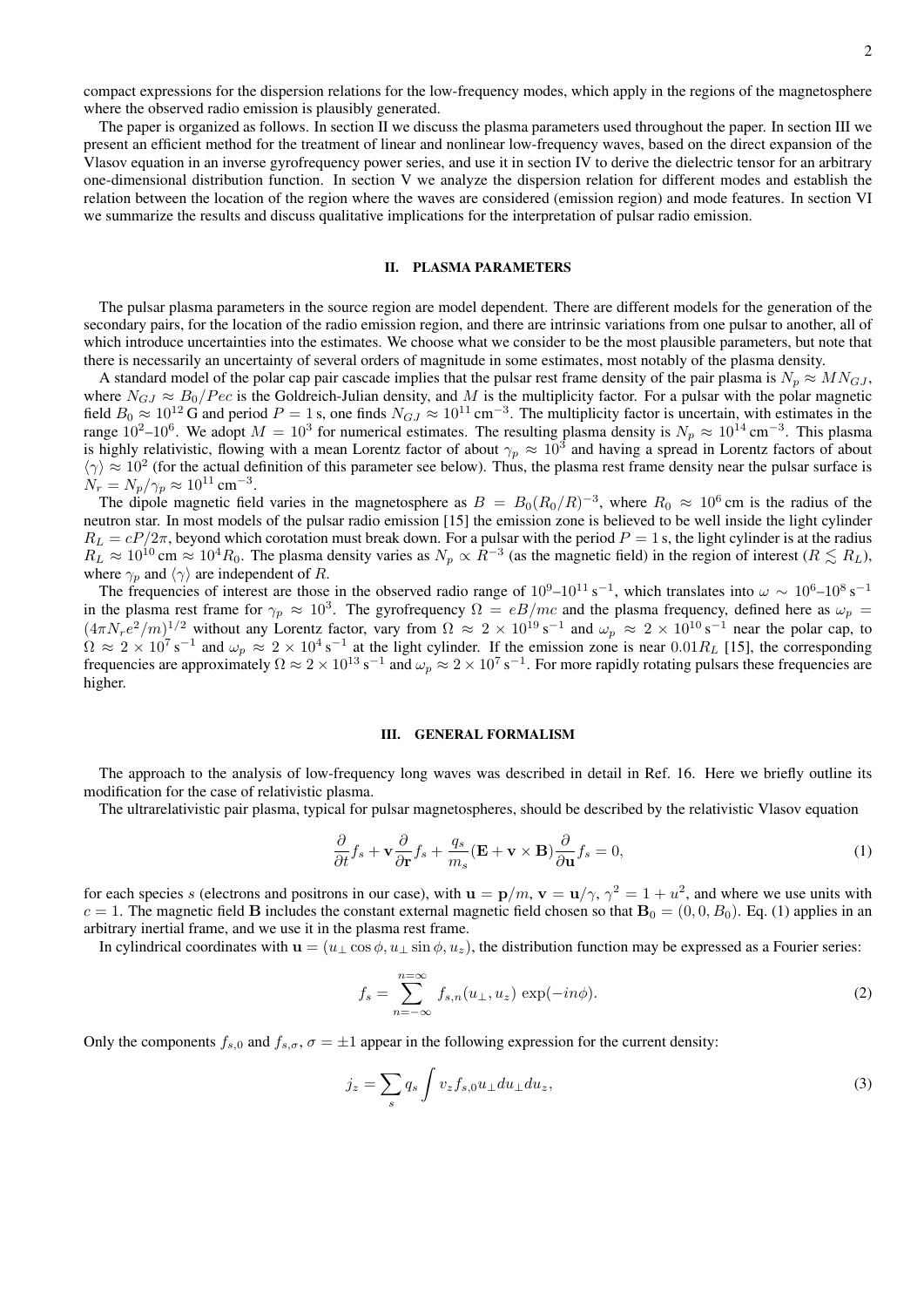compact expressions for the dispersion relations for the low-frequency modes, which apply in the regions of the magnetosphere where the observed radio emission is plausibly generated.

The paper is organized as follows. In section II we discuss the plasma parameters used throughout the paper. In section III we present an efficient method for the treatment of linear and nonlinear low-frequency waves, based on the direct expansion of the Vlasov equation in an inverse gyrofrequency power series, and use it in section IV to derive the dielectric tensor for an arbitrary one-dimensional distribution function. In section V we analyze the dispersion relation for different modes and establish the relation between the location of the region where the waves are considered (emission region) and mode features. In section VI we summarize the results and discuss qualitative implications for the interpretation of pulsar radio emission.

## II. PLASMA PARAMETERS

The pulsar plasma parameters in the source region are model dependent. There are different models for the generation of the secondary pairs, for the location of the radio emission region, and there are intrinsic variations from one pulsar to another, all of which introduce uncertainties into the estimates. We choose what we consider to be the most plausible parameters, but note that there is necessarily an uncertainty of several orders of magnitude in some estimates, most notably of the plasma density.

A standard model of the polar cap pair cascade implies that the pulsar rest frame density of the pair plasma is $N_p \approx MN_{GJ}$, where $N_{GJ} \approx B_0/Pec$ is the Goldreich-Julian density, and $M$ is the multiplicity factor. For a pulsar with the polar magnetic field $B_0 \approx 10^{12}$ G and period $P = 1$ s, one finds $N_{GJ} \approx 10^{11}\,\mathrm{cm}^{-3}$. The multiplicity factor is uncertain, with estimates in the range $10^2$–$10^6$. We adopt $M = 10^3$ for numerical estimates. The resulting plasma density is $N_p \approx 10^{14}\,\mathrm{cm}^{-3}$. This plasma is highly relativistic, flowing with a mean Lorentz factor of about $\gamma_p \approx 10^3$ and having a spread in Lorentz factors of about $\langle\gamma\rangle \approx 10^2$ (for the actual definition of this parameter see below). Thus, the plasma rest frame density near the pulsar surface is $N_r = N_p/\gamma_p \approx 10^{11}\,\mathrm{cm}^{-3}$.

The dipole magnetic field varies in the magnetosphere as $B = B_0(R_0/R)^{-3}$, where $R_0 \approx 10^6$ cm is the radius of the neutron star. In most models of the pulsar radio emission [15] the emission zone is believed to be well inside the light cylinder $R_L = cP/2\pi$, beyond which corotation must break down. For a pulsar with the period $P = 1$ s, the light cylinder is at the radius $R_L \approx 10^{10}$ cm $\approx 10^4 R_0$. The plasma density varies as $N_p \propto R^{-3}$ (as the magnetic field) in the region of interest ($R \lesssim R_L$), where $\gamma_p$ and $\langle\gamma\rangle$ are independent of $R$.

The frequencies of interest are those in the observed radio range of $10^9$–$10^{11}\,\mathrm{s}^{-1}$, which translates into $\omega \sim 10^6$–$10^8\,\mathrm{s}^{-1}$ in the plasma rest frame for $\gamma_p \approx 10^3$. The gyrofrequency $\Omega = eB/mc$ and the plasma frequency, defined here as $\omega_p = (4\pi N_r e^2/m)^{1/2}$ without any Lorentz factor, vary from $\Omega \approx 2\times10^{19}\,\mathrm{s}^{-1}$ and $\omega_p \approx 2\times10^{10}\,\mathrm{s}^{-1}$ near the polar cap, to $\Omega \approx 2\times10^{7}\,\mathrm{s}^{-1}$ and $\omega_p \approx 2\times10^{4}\,\mathrm{s}^{-1}$ at the light cylinder. If the emission zone is near $0.01R_L$ [15], the corresponding frequencies are approximately $\Omega \approx 2\times10^{13}\,\mathrm{s}^{-1}$ and $\omega_p \approx 2\times10^{7}\,\mathrm{s}^{-1}$. For more rapidly rotating pulsars these frequencies are higher.

## III. GENERAL FORMALISM

The approach to the analysis of low-frequency long waves was described in detail in Ref. 16. Here we briefly outline its modification for the case of relativistic plasma.

The ultrarelativistic pair plasma, typical for pulsar magnetospheres, should be described by the relativistic Vlasov equation

$$\frac{\partial}{\partial t}f_s + \mathbf{v}\frac{\partial}{\partial \mathbf{r}}f_s + \frac{q_s}{m_s}(\mathbf{E} + \mathbf{v}\times\mathbf{B})\frac{\partial}{\partial \mathbf{u}}f_s = 0, \tag{1}$$

for each species $s$ (electrons and positrons in our case), with $\mathbf{u} = \mathbf{p}/m$, $\mathbf{v} = \mathbf{u}/\gamma$, $\gamma^2 = 1 + u^2$, and where we use units with $c = 1$. The magnetic field $\mathbf{B}$ includes the constant external magnetic field chosen so that $\mathbf{B}_0 = (0, 0, B_0)$. Eq. (1) applies in an arbitrary inertial frame, and we use it in the plasma rest frame.

In cylindrical coordinates with $\mathbf{u} = (u_\perp\cos\phi, u_\perp\sin\phi, u_z)$, the distribution function may be expressed as a Fourier series:

$$f_s = \sum_{n=-\infty}^{n=\infty} f_{s,n}(u_\perp, u_z)\,\exp(-in\phi). \tag{2}$$

Only the components $f_{s,0}$ and $f_{s,\sigma}$, $\sigma = \pm1$ appear in the following expression for the current density:

$$j_z = \sum_s q_s \int v_z f_{s,0} u_\perp du_\perp du_z, \tag{3}$$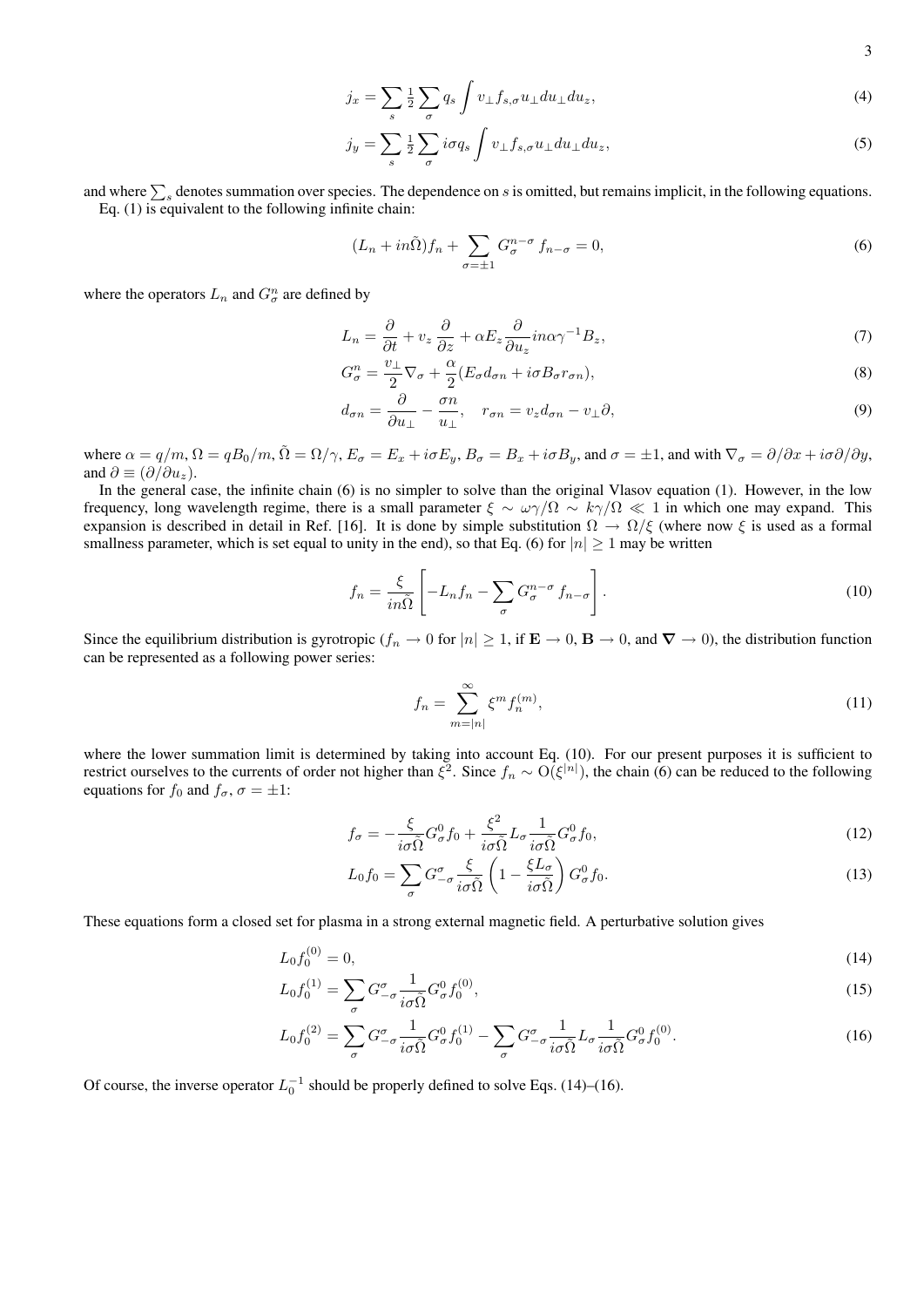$$j_x = \sum_s \tfrac{1}{2} \sum_\sigma q_s \int v_\perp f_{s,\sigma} u_\perp du_\perp du_z, \tag{4}$$

$$j_y = \sum_s \tfrac{1}{2} \sum_\sigma i\sigma q_s \int v_\perp f_{s,\sigma} u_\perp du_\perp du_z, \tag{5}$$

and where $\sum_s$ denotes summation over species. The dependence on $s$ is omitted, but remains implicit, in the following equations.

Eq. (1) is equivalent to the following infinite chain:

$$(L_n + in\tilde{\Omega}) f_n + \sum_{\sigma=\pm 1} G_\sigma^{n-\sigma} f_{n-\sigma} = 0, \tag{6}$$

where the operators $L_n$ and $G_\sigma^n$ are defined by

$$L_n = \frac{\partial}{\partial t} + v_z \frac{\partial}{\partial z} + \alpha E_z \frac{\partial}{\partial u_z} in\alpha\gamma^{-1} B_z, \tag{7}$$

$$G_\sigma^n = \frac{v_\perp}{2} \nabla_\sigma + \frac{\alpha}{2} (E_\sigma d_{\sigma n} + i\sigma B_\sigma r_{\sigma n}), \tag{8}$$

$$d_{\sigma n} = \frac{\partial}{\partial u_\perp} - \frac{\sigma n}{u_\perp}, \quad r_{\sigma n} = v_z d_{\sigma n} - v_\perp \partial, \tag{9}$$

where $\alpha = q/m$, $\Omega = qB_0/m$, $\tilde{\Omega} = \Omega/\gamma$, $E_\sigma = E_x + i\sigma E_y$, $B_\sigma = B_x + i\sigma B_y$, and $\sigma = \pm 1$, and with $\nabla_\sigma = \partial/\partial x + i\sigma \partial/\partial y$, and $\partial \equiv (\partial/\partial u_z)$.

In the general case, the infinite chain (6) is no simpler to solve than the original Vlasov equation (1). However, in the low frequency, long wavelength regime, there is a small parameter $\xi \sim \omega\gamma/\Omega \sim k\gamma/\Omega \ll 1$ in which one may expand. This expansion is described in detail in Ref. [16]. It is done by simple substitution $\Omega \to \Omega/\xi$ (where now $\xi$ is used as a formal smallness parameter, which is set equal to unity in the end), so that Eq. (6) for $|n| \geq 1$ may be written

$$f_n = \frac{\xi}{in\tilde{\Omega}} \left[ -L_n f_n - \sum_\sigma G_\sigma^{n-\sigma} f_{n-\sigma} \right]. \tag{10}$$

Since the equilibrium distribution is gyrotropic ($f_n \to 0$ for $|n| \geq 1$, if $\mathbf{E} \to 0$, $\mathbf{B} \to 0$, and $\boldsymbol{\nabla} \to 0$), the distribution function can be represented as a following power series:

$$f_n = \sum_{m=|n|}^{\infty} \xi^m f_n^{(m)}, \tag{11}$$

where the lower summation limit is determined by taking into account Eq. (10). For our present purposes it is sufficient to restrict ourselves to the currents of order not higher than $\xi^2$. Since $f_n \sim \mathrm{O}(\xi^{|n|})$, the chain (6) can be reduced to the following equations for $f_0$ and $f_\sigma$, $\sigma = \pm 1$:

$$f_\sigma = -\frac{\xi}{i\sigma\tilde{\Omega}} G_\sigma^0 f_0 + \frac{\xi^2}{i\sigma\tilde{\Omega}} L_\sigma \frac{1}{i\sigma\tilde{\Omega}} G_\sigma^0 f_0, \tag{12}$$

$$L_0 f_0 = \sum_\sigma G_{-\sigma}^\sigma \frac{\xi}{i\sigma\tilde{\Omega}} \left( 1 - \frac{\xi L_\sigma}{i\sigma\tilde{\Omega}} \right) G_\sigma^0 f_0. \tag{13}$$

These equations form a closed set for plasma in a strong external magnetic field. A perturbative solution gives

$$L_0 f_0^{(0)} = 0, \tag{14}$$

$$L_0 f_0^{(1)} = \sum_\sigma G_{-\sigma}^\sigma \frac{1}{i\sigma\tilde{\Omega}} G_\sigma^0 f_0^{(0)}, \tag{15}$$

$$L_0 f_0^{(2)} = \sum_\sigma G_{-\sigma}^\sigma \frac{1}{i\sigma\tilde{\Omega}} G_\sigma^0 f_0^{(1)} - \sum_\sigma G_{-\sigma}^\sigma \frac{1}{i\sigma\tilde{\Omega}} L_\sigma \frac{1}{i\sigma\tilde{\Omega}} G_\sigma^0 f_0^{(0)}. \tag{16}$$

Of course, the inverse operator $L_0^{-1}$ should be properly defined to solve Eqs. (14)–(16).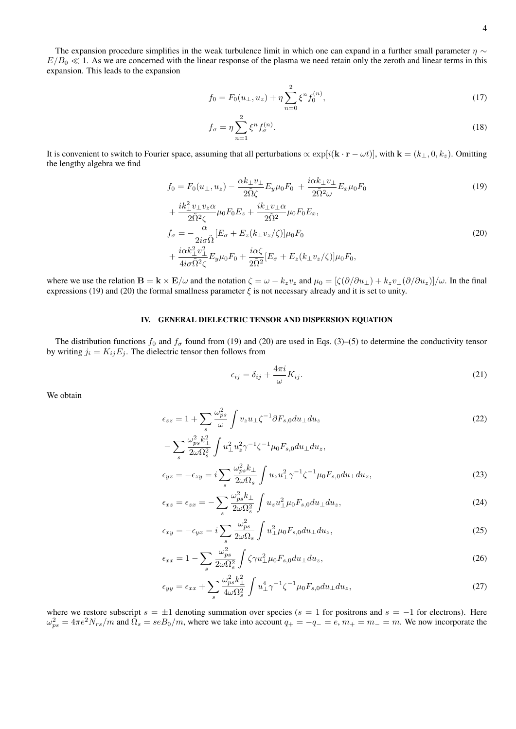The expansion procedure simplifies in the weak turbulence limit in which one can expand in a further small parameter $\eta \sim E/B_0 \ll 1$. As we are concerned with the linear response of the plasma we need retain only the zeroth and linear terms in this expansion. This leads to the expansion

$$f_0 = F_0(u_\perp, u_z) + \eta \sum_{n=0}^{2} \xi^n f_0^{(n)}, \tag{17}$$

$$f_\sigma = \eta \sum_{n=1}^{2} \xi^n f_\sigma^{(n)}. \tag{18}$$

It is convenient to switch to Fourier space, assuming that all perturbations $\propto \exp[i(\mathbf{k}\cdot\mathbf{r} - \omega t)]$, with $\mathbf{k} = (k_\perp, 0, k_z)$. Omitting the lengthy algebra we find

$$f_0 = F_0(u_\perp, u_z) - \frac{\alpha k_\perp v_\perp}{2\tilde{\Omega}\zeta} E_y \mu_0 F_0 + \frac{i\alpha k_\perp v_\perp}{2\tilde{\Omega}^2\omega} E_x \mu_0 F_0 \tag{19}$$

$$+ \frac{ik_\perp^2 v_\perp v_z \alpha}{2\tilde{\Omega}^2\zeta} \mu_0 F_0 E_z + \frac{ik_\perp v_\perp \alpha}{2\tilde{\Omega}^2} \mu_0 F_0 E_x,$$

$$f_\sigma = -\frac{\alpha}{2i\sigma\tilde{\Omega}} [E_\sigma + E_z(k_\perp v_z/\zeta)] \mu_0 F_0 \tag{20}$$

$$+ \frac{i\alpha k_\perp^2 v_\perp^2}{4i\sigma\tilde{\Omega}^2\zeta} E_y \mu_0 F_0 + \frac{i\alpha\zeta}{2\tilde{\Omega}^2} [E_\sigma + E_z(k_\perp v_z/\zeta)] \mu_0 F_0,$$

where we use the relation $\mathbf{B} = \mathbf{k} \times \mathbf{E}/\omega$ and the notation $\zeta = \omega - k_z v_z$ and $\mu_0 = [\zeta(\partial/\partial u_\perp) + k_z v_\perp(\partial/\partial u_z)]/\omega$. In the final expressions (19) and (20) the formal smallness parameter $\xi$ is not necessary already and it is set to unity.

## IV. GENERAL DIELECTRIC TENSOR AND DISPERSION EQUATION

The distribution functions $f_0$ and $f_\sigma$ found from (19) and (20) are used in Eqs. (3)–(5) to determine the conductivity tensor by writing $j_i = K_{ij} E_j$. The dielectric tensor then follows from

$$\epsilon_{ij} = \delta_{ij} + \frac{4\pi i}{\omega} K_{ij}. \tag{21}$$

We obtain

$$\epsilon_{zz} = 1 + \sum_s \frac{\omega_{ps}^2}{\omega} \int v_z u_\perp \zeta^{-1} \partial F_{s,0} du_\perp du_z \tag{22}$$

$$- \sum_s \frac{\omega_{ps}^2 k_\perp^2}{2\omega\Omega_s^2} \int u_\perp^2 u_z^2 \gamma^{-1} \zeta^{-1} \mu_0 F_{s,0} du_\perp du_z,$$

$$\epsilon_{yz} = -\epsilon_{zy} = i \sum_s \frac{\omega_{ps}^2 k_\perp}{2\omega\Omega_s} \int u_z u_\perp^2 \gamma^{-1} \zeta^{-1} \mu_0 F_{s,0} du_\perp du_z, \tag{23}$$

$$\epsilon_{xz} = \epsilon_{zx} = -\sum_s \frac{\omega_{ps}^2 k_\perp}{2\omega\Omega_s^2} \int u_z u_\perp^2 \mu_0 F_{s,0} du_\perp du_z, \tag{24}$$

$$\epsilon_{xy} = -\epsilon_{yx} = i \sum_s \frac{\omega_{ps}^2}{2\omega\Omega_s} \int u_\perp^2 \mu_0 F_{s,0} du_\perp du_z, \tag{25}$$

$$\epsilon_{xx} = 1 - \sum_s \frac{\omega_{ps}^2}{2\omega\Omega_s^2} \int \zeta\gamma u_\perp^2 \mu_0 F_{s,0} du_\perp du_z, \tag{26}$$

$$\epsilon_{yy} = \epsilon_{xx} + \sum_s \frac{\omega_{ps}^2 k_\perp^2}{4\omega\Omega_s^2} \int u_\perp^4 \gamma^{-1} \zeta^{-1} \mu_0 F_{s,0} du_\perp du_z, \tag{27}$$

where we restore subscript $s = \pm 1$ denoting summation over species ($s = 1$ for positrons and $s = -1$ for electrons). Here $\omega_{ps}^2 = 4\pi e^2 N_{rs}/m$ and $\Omega_s = seB_0/m$, where we take into account $q_+ = -q_- = e$, $m_+ = m_- = m$. We now incorporate the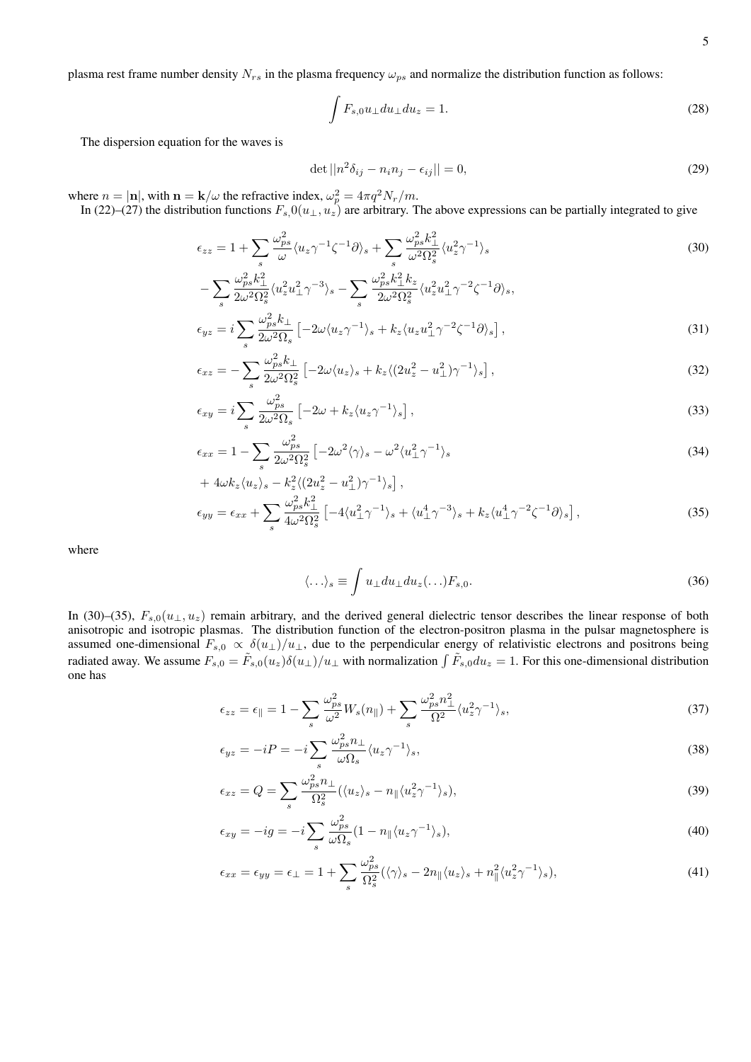plasma rest frame number density $N_{rs}$ in the plasma frequency $\omega_{ps}$ and normalize the distribution function as follows:

$$\int F_{s,0} u_\perp du_\perp du_z = 1. \tag{28}$$

The dispersion equation for the waves is

$$\det ||n^2\delta_{ij} - n_i n_j - \epsilon_{ij}|| = 0, \tag{29}$$

where $n = |\mathbf{n}|$, with $\mathbf{n} = \mathbf{k}/\omega$ the refractive index, $\omega_p^2 = 4\pi q^2 N_r/m$.

In (22)–(27) the distribution functions $F_{s,}0(u_\perp, u_z)$ are arbitrary. The above expressions can be partially integrated to give

$$\epsilon_{zz} = 1 + \sum_s \frac{\omega_{ps}^2}{\omega} \langle u_z \gamma^{-1} \zeta^{-1} \partial \rangle_s + \sum_s \frac{\omega_{ps}^2 k_\perp^2}{\omega^2 \Omega_s^2} \langle u_z^2 \gamma^{-1} \rangle_s \tag{30}$$

$$- \sum_s \frac{\omega_{ps}^2 k_\perp^2}{2\omega^2 \Omega_s^2} \langle u_z^2 u_\perp^2 \gamma^{-3} \rangle_s - \sum_s \frac{\omega_{ps}^2 k_\perp^2 k_z}{2\omega^2 \Omega_s^2} \langle u_z^2 u_\perp^2 \gamma^{-2} \zeta^{-1} \partial \rangle_s,$$

$$\epsilon_{yz} = i \sum_s \frac{\omega_{ps}^2 k_\perp}{2\omega^2 \Omega_s} \left[ -2\omega \langle u_z \gamma^{-1} \rangle_s + k_z \langle u_z u_\perp^2 \gamma^{-2} \zeta^{-1} \partial \rangle_s \right], \tag{31}$$

$$\epsilon_{xz} = - \sum_s \frac{\omega_{ps}^2 k_\perp}{2\omega^2 \Omega_s^2} \left[ -2\omega \langle u_z \rangle_s + k_z \langle (2u_z^2 - u_\perp^2) \gamma^{-1} \rangle_s \right], \tag{32}$$

$$\epsilon_{xy} = i \sum_s \frac{\omega_{ps}^2}{2\omega^2 \Omega_s} \left[ -2\omega + k_z \langle u_z \gamma^{-1} \rangle_s \right], \tag{33}$$

$$\epsilon_{xx} = 1 - \sum_s \frac{\omega_{ps}^2}{2\omega^2 \Omega_s^2} \left[ -2\omega^2 \langle \gamma \rangle_s - \omega^2 \langle u_\perp^2 \gamma^{-1} \rangle_s \right. \tag{34}$$

$$\left. + 4\omega k_z \langle u_z \rangle_s - k_z^2 \langle (2u_z^2 - u_\perp^2) \gamma^{-1} \rangle_s \right],$$

$$\epsilon_{yy} = \epsilon_{xx} + \sum_s \frac{\omega_{ps}^2 k_\perp^2}{4\omega^2 \Omega_s^2} \left[ -4 \langle u_\perp^2 \gamma^{-1} \rangle_s + \langle u_\perp^4 \gamma^{-3} \rangle_s + k_z \langle u_\perp^4 \gamma^{-2} \zeta^{-1} \partial \rangle_s \right], \tag{35}$$

where

$$\langle \ldots \rangle_s \equiv \int u_\perp du_\perp du_z (\ldots) F_{s,0}. \tag{36}$$

In (30)–(35), $F_{s,0}(u_\perp, u_z)$ remain arbitrary, and the derived general dielectric tensor describes the linear response of both anisotropic and isotropic plasmas. The distribution function of the electron-positron plasma in the pulsar magnetosphere is assumed one-dimensional $F_{s,0} \propto \delta(u_\perp)/u_\perp$, due to the perpendicular energy of relativistic electrons and positrons being radiated away. We assume $F_{s,0} = \tilde{F}_{s,0}(u_z)\delta(u_\perp)/u_\perp$ with normalization $\int \tilde{F}_{s,0} du_z = 1$. For this one-dimensional distribution one has

$$\epsilon_{zz} = \epsilon_\parallel = 1 - \sum_s \frac{\omega_{ps}^2}{\omega^2} W_s(n_\parallel) + \sum_s \frac{\omega_{ps}^2 n_\perp^2}{\Omega^2} \langle u_z^2 \gamma^{-1} \rangle_s, \tag{37}$$

$$\epsilon_{yz} = -iP = -i \sum_s \frac{\omega_{ps}^2 n_\perp}{\omega \Omega_s} \langle u_z \gamma^{-1} \rangle_s, \tag{38}$$

$$\epsilon_{xz} = Q = \sum_s \frac{\omega_{ps}^2 n_\perp}{\Omega_s^2} (\langle u_z \rangle_s - n_\parallel \langle u_z^2 \gamma^{-1} \rangle_s), \tag{39}$$

$$\epsilon_{xy} = -ig = -i \sum_s \frac{\omega_{ps}^2}{\omega \Omega_s} (1 - n_\parallel \langle u_z \gamma^{-1} \rangle_s), \tag{40}$$

$$\epsilon_{xx} = \epsilon_{yy} = \epsilon_\perp = 1 + \sum_s \frac{\omega_{ps}^2}{\Omega_s^2} (\langle \gamma \rangle_s - 2n_\parallel \langle u_z \rangle_s + n_\parallel^2 \langle u_z^2 \gamma^{-1} \rangle_s), \tag{41}$$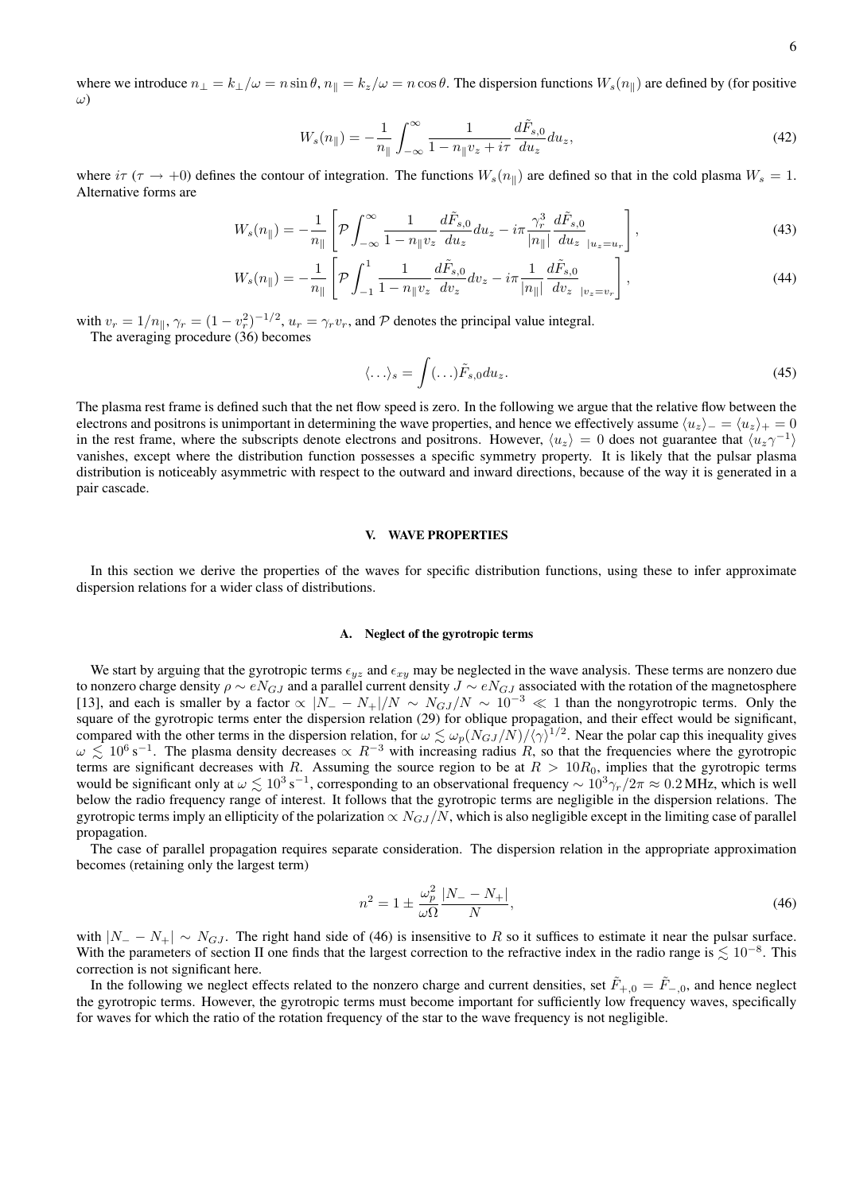where we introduce $n_\perp = k_\perp/\omega = n\sin\theta$, $n_\parallel = k_z/\omega = n\cos\theta$. The dispersion functions $W_s(n_\parallel)$ are defined by (for positive $\omega$)

$$W_s(n_\parallel) = -\frac{1}{n_\parallel}\int_{-\infty}^{\infty}\frac{1}{1-n_\parallel v_z + i\tau}\frac{d\tilde{F}_{s,0}}{du_z}du_z, \tag{42}$$

where $i\tau$ ($\tau \to +0$) defines the contour of integration. The functions $W_s(n_\parallel)$ are defined so that in the cold plasma $W_s = 1$. Alternative forms are

$$W_s(n_\parallel) = -\frac{1}{n_\parallel}\left[\mathcal{P}\int_{-\infty}^{\infty}\frac{1}{1-n_\parallel v_z}\frac{d\tilde{F}_{s,0}}{du_z}du_z - i\pi\frac{\gamma_r^3}{|n_\parallel|}\frac{d\tilde{F}_{s,0}}{du_z}_{|u_z=u_r}\right], \tag{43}$$

$$W_s(n_\parallel) = -\frac{1}{n_\parallel}\left[\mathcal{P}\int_{-1}^{1}\frac{1}{1-n_\parallel v_z}\frac{d\tilde{F}_{s,0}}{dv_z}dv_z - i\pi\frac{1}{|n_\parallel|}\frac{d\tilde{F}_{s,0}}{dv_z}_{|v_z=v_r}\right], \tag{44}$$

with $v_r = 1/n_\parallel$, $\gamma_r = (1-v_r^2)^{-1/2}$, $u_r = \gamma_r v_r$, and $\mathcal{P}$ denotes the principal value integral.

The averaging procedure (36) becomes

$$\langle\ldots\rangle_s = \int(\ldots)\tilde{F}_{s,0}du_z. \tag{45}$$

The plasma rest frame is defined such that the net flow speed is zero. In the following we argue that the relative flow between the electrons and positrons is unimportant in determining the wave properties, and hence we effectively assume $\langle u_z\rangle_- = \langle u_z\rangle_+ = 0$ in the rest frame, where the subscripts denote electrons and positrons. However, $\langle u_z\rangle = 0$ does not guarantee that $\langle u_z\gamma^{-1}\rangle$ vanishes, except where the distribution function possesses a specific symmetry property. It is likely that the pulsar plasma distribution is noticeably asymmetric with respect to the outward and inward directions, because of the way it is generated in a pair cascade.

## V. WAVE PROPERTIES

In this section we derive the properties of the waves for specific distribution functions, using these to infer approximate dispersion relations for a wider class of distributions.

### A. Neglect of the gyrotropic terms

We start by arguing that the gyrotropic terms $\epsilon_{yz}$ and $\epsilon_{xy}$ may be neglected in the wave analysis. These terms are nonzero due to nonzero charge density $\rho \sim eN_{GJ}$ and a parallel current density $J \sim eN_{GJ}$ associated with the rotation of the magnetosphere [13], and each is smaller by a factor $\propto |N_- - N_+|/N \sim N_{GJ}/N \sim 10^{-3} \ll 1$ than the nongyrotropic terms. Only the square of the gyrotropic terms enter the dispersion relation (29) for oblique propagation, and their effect would be significant, compared with the other terms in the dispersion relation, for $\omega \lesssim \omega_p(N_{GJ}/N)/\langle\gamma\rangle^{1/2}$. Near the polar cap this inequality gives $\omega \lesssim 10^6\,\mathrm{s}^{-1}$. The plasma density decreases $\propto R^{-3}$ with increasing radius $R$, so that the frequencies where the gyrotropic terms are significant decreases with $R$. Assuming the source region to be at $R > 10R_0$, implies that the gyrotropic terms would be significant only at $\omega \lesssim 10^3\,\mathrm{s}^{-1}$, corresponding to an observational frequency $\sim 10^3\gamma_r/2\pi \approx 0.2\,\mathrm{MHz}$, which is well below the radio frequency range of interest. It follows that the gyrotropic terms are negligible in the dispersion relations. The gyrotropic terms imply an ellipticity of the polarization $\propto N_{GJ}/N$, which is also negligible except in the limiting case of parallel propagation.

The case of parallel propagation requires separate consideration. The dispersion relation in the appropriate approximation becomes (retaining only the largest term)

$$n^2 = 1 \pm \frac{\omega_p^2}{\omega\Omega}\frac{|N_- - N_+|}{N}, \tag{46}$$

with $|N_- - N_+| \sim N_{GJ}$. The right hand side of (46) is insensitive to $R$ so it suffices to estimate it near the pulsar surface. With the parameters of section II one finds that the largest correction to the refractive index in the radio range is $\lesssim 10^{-8}$. This correction is not significant here.

In the following we neglect effects related to the nonzero charge and current densities, set $\tilde{F}_{+,0} = \tilde{F}_{-,0}$, and hence neglect the gyrotropic terms. However, the gyrotropic terms must become important for sufficiently low frequency waves, specifically for waves for which the ratio of the rotation frequency of the star to the wave frequency is not negligible.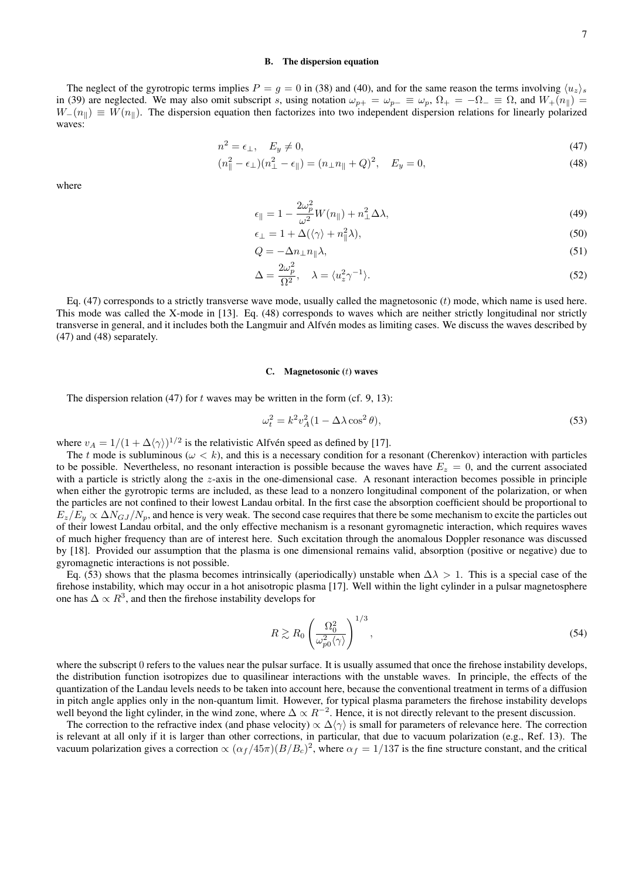### B. The dispersion equation

The neglect of the gyrotropic terms implies $P = g = 0$ in (38) and (40), and for the same reason the terms involving $\langle u_z \rangle_s$ in (39) are neglected. We may also omit subscript $s$, using notation $\omega_{p+} = \omega_{p-} \equiv \omega_p$, $\Omega_+ = -\Omega_- \equiv \Omega$, and $W_+(n_\parallel) = W_-(n_\parallel) \equiv W(n_\parallel)$. The dispersion equation then factorizes into two independent dispersion relations for linearly polarized waves:

$$n^2 = \epsilon_\perp, \quad E_y \neq 0, \tag{47}$$

$$(n_\parallel^2 - \epsilon_\perp)(n_\perp^2 - \epsilon_\parallel) = (n_\perp n_\parallel + Q)^2, \quad E_y = 0, \tag{48}$$

where

$$\epsilon_\parallel = 1 - \frac{2\omega_p^2}{\omega^2} W(n_\parallel) + n_\perp^2 \Delta\lambda, \tag{49}$$

$$\epsilon_\perp = 1 + \Delta(\langle\gamma\rangle + n_\parallel^2 \lambda), \tag{50}$$

$$Q = -\Delta n_\perp n_\parallel \lambda, \tag{51}$$

$$\Delta = \frac{2\omega_p^2}{\Omega^2}, \quad \lambda = \langle u_z^2 \gamma^{-1} \rangle. \tag{52}$$

Eq. (47) corresponds to a strictly transverse wave mode, usually called the magnetosonic ($t$) mode, which name is used here. This mode was called the X-mode in [13]. Eq. (48) corresponds to waves which are neither strictly longitudinal nor strictly transverse in general, and it includes both the Langmuir and Alfvén modes as limiting cases. We discuss the waves described by (47) and (48) separately.

### C. Magnetosonic ($t$) waves

The dispersion relation (47) for $t$ waves may be written in the form (cf. 9, 13):

$$\omega_t^2 = k^2 v_A^2 (1 - \Delta\lambda \cos^2\theta), \tag{53}$$

where $v_A = 1/(1 + \Delta\langle\gamma\rangle)^{1/2}$ is the relativistic Alfvén speed as defined by [17].

The $t$ mode is subluminous ($\omega < k$), and this is a necessary condition for a resonant (Cherenkov) interaction with particles to be possible. Nevertheless, no resonant interaction is possible because the waves have $E_z = 0$, and the current associated with a particle is strictly along the $z$-axis in the one-dimensional case. A resonant interaction becomes possible in principle when either the gyrotropic terms are included, as these lead to a nonzero longitudinal component of the polarization, or when the particles are not confined to their lowest Landau orbital. In the first case the absorption coefficient should be proportional to $E_z/E_y \propto \Delta N_{GJ}/N_p$, and hence is very weak. The second case requires that there be some mechanism to excite the particles out of their lowest Landau orbital, and the only effective mechanism is a resonant gyromagnetic interaction, which requires waves of much higher frequency than are of interest here. Such excitation through the anomalous Doppler resonance was discussed by [18]. Provided our assumption that the plasma is one dimensional remains valid, absorption (positive or negative) due to gyromagnetic interactions is not possible.

Eq. (53) shows that the plasma becomes intrinsically (aperiodically) unstable when $\Delta\lambda > 1$. This is a special case of the firehose instability, which may occur in a hot anisotropic plasma [17]. Well within the light cylinder in a pulsar magnetosphere one has $\Delta \propto R^3$, and then the firehose instability develops for

$$R \gtrsim R_0 \left( \frac{\Omega_0^2}{\omega_{p0}^2 \langle\gamma\rangle} \right)^{1/3}, \tag{54}$$

where the subscript 0 refers to the values near the pulsar surface. It is usually assumed that once the firehose instability develops, the distribution function isotropizes due to quasilinear interactions with the unstable waves. In principle, the effects of the quantization of the Landau levels needs to be taken into account here, because the conventional treatment in terms of a diffusion in pitch angle applies only in the non-quantum limit. However, for typical plasma parameters the firehose instability develops well beyond the light cylinder, in the wind zone, where $\Delta \propto R^{-2}$. Hence, it is not directly relevant to the present discussion.

The correction to the refractive index (and phase velocity) $\propto \Delta\langle\gamma\rangle$ is small for parameters of relevance here. The correction is relevant at all only if it is larger than other corrections, in particular, that due to vacuum polarization (e.g., Ref. 13). The vacuum polarization gives a correction $\propto (\alpha_f/45\pi)(B/B_c)^2$, where $\alpha_f = 1/137$ is the fine structure constant, and the critical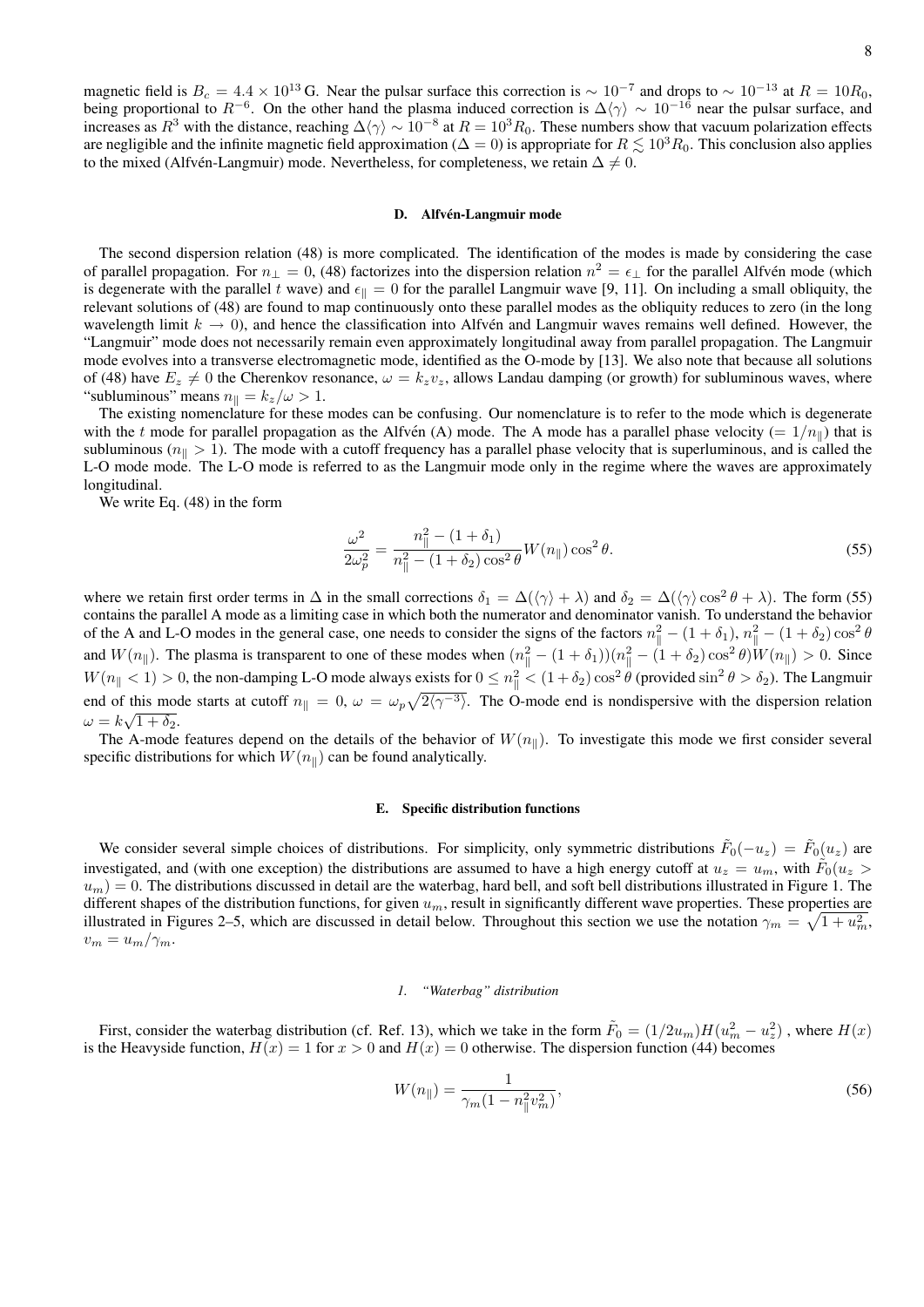magnetic field is $B_c = 4.4 \times 10^{13}$ G. Near the pulsar surface this correction is $\sim 10^{-7}$ and drops to $\sim 10^{-13}$ at $R = 10R_0$, being proportional to $R^{-6}$. On the other hand the plasma induced correction is $\Delta\langle\gamma\rangle \sim 10^{-16}$ near the pulsar surface, and increases as $R^3$ with the distance, reaching $\Delta\langle\gamma\rangle \sim 10^{-8}$ at $R = 10^3 R_0$. These numbers show that vacuum polarization effects are negligible and the infinite magnetic field approximation ($\Delta = 0$) is appropriate for $R \lesssim 10^3 R_0$. This conclusion also applies to the mixed (Alfvén-Langmuir) mode. Nevertheless, for completeness, we retain $\Delta \neq 0$.

### D. Alfvén-Langmuir mode

The second dispersion relation (48) is more complicated. The identification of the modes is made by considering the case of parallel propagation. For $n_\perp = 0$, (48) factorizes into the dispersion relation $n^2 = \epsilon_\perp$ for the parallel Alfvén mode (which is degenerate with the parallel $t$ wave) and $\epsilon_\parallel = 0$ for the parallel Langmuir wave [9, 11]. On including a small obliquity, the relevant solutions of (48) are found to map continuously onto these parallel modes as the obliquity reduces to zero (in the long wavelength limit $k \to 0$), and hence the classification into Alfvén and Langmuir waves remains well defined. However, the "Langmuir" mode does not necessarily remain even approximately longitudinal away from parallel propagation. The Langmuir mode evolves into a transverse electromagnetic mode, identified as the O-mode by [13]. We also note that because all solutions of (48) have $E_z \neq 0$ the Cherenkov resonance, $\omega = k_z v_z$, allows Landau damping (or growth) for subluminous waves, where "subluminous" means $n_\parallel = k_z/\omega > 1$.

The existing nomenclature for these modes can be confusing. Our nomenclature is to refer to the mode which is degenerate with the $t$ mode for parallel propagation as the Alfvén (A) mode. The A mode has a parallel phase velocity ($= 1/n_\parallel$) that is subluminous ($n_\parallel > 1$). The mode with a cutoff frequency has a parallel phase velocity that is superluminous, and is called the L-O mode mode. The L-O mode is referred to as the Langmuir mode only in the regime where the waves are approximately longitudinal.

We write Eq. (48) in the form

$$\frac{\omega^2}{2\omega_p^2} = \frac{n_\parallel^2 - (1+\delta_1)}{n_\parallel^2 - (1+\delta_2)\cos^2\theta} W(n_\parallel)\cos^2\theta. \tag{55}$$

where we retain first order terms in $\Delta$ in the small corrections $\delta_1 = \Delta(\langle\gamma\rangle + \lambda)$ and $\delta_2 = \Delta(\langle\gamma\rangle\cos^2\theta + \lambda)$. The form (55) contains the parallel A mode as a limiting case in which both the numerator and denominator vanish. To understand the behavior of the A and L-O modes in the general case, one needs to consider the signs of the factors $n_\parallel^2 - (1+\delta_1)$, $n_\parallel^2 - (1+\delta_2)\cos^2\theta$ and $W(n_\parallel)$. The plasma is transparent to one of these modes when $(n_\parallel^2 - (1+\delta_1))(n_\parallel^2 - (1+\delta_2)\cos^2\theta)W(n_\parallel) > 0$. Since $W(n_\parallel < 1) > 0$, the non-damping L-O mode always exists for $0 \le n_\parallel^2 < (1+\delta_2)\cos^2\theta$ (provided $\sin^2\theta > \delta_2$). The Langmuir end of this mode starts at cutoff $n_\parallel = 0$, $\omega = \omega_p\sqrt{2\langle\gamma^{-3}\rangle}$. The O-mode end is nondispersive with the dispersion relation $\omega = k\sqrt{1+\delta_2}$.

The A-mode features depend on the details of the behavior of $W(n_\parallel)$. To investigate this mode we first consider several specific distributions for which $W(n_\parallel)$ can be found analytically.

### E. Specific distribution functions

We consider several simple choices of distributions. For simplicity, only symmetric distributions $\tilde{F}_0(-u_z) = \tilde{F}_0(u_z)$ are investigated, and (with one exception) the distributions are assumed to have a high energy cutoff at $u_z = u_m$, with $\tilde{F}_0(u_z > u_m) = 0$. The distributions discussed in detail are the waterbag, hard bell, and soft bell distributions illustrated in Figure 1. The different shapes of the distribution functions, for given $u_m$, result in significantly different wave properties. These properties are illustrated in Figures 2–5, which are discussed in detail below. Throughout this section we use the notation $\gamma_m = \sqrt{1+u_m^2}$, $v_m = u_m/\gamma_m$.

#### *1. "Waterbag" distribution*

First, consider the waterbag distribution (cf. Ref. 13), which we take in the form $\tilde{F}_0 = (1/2u_m)H(u_m^2 - u_z^2)$ , where $H(x)$ is the Heavyside function, $H(x) = 1$ for $x > 0$ and $H(x) = 0$ otherwise. The dispersion function (44) becomes

$$W(n_\parallel) = \frac{1}{\gamma_m(1 - n_\parallel^2 v_m^2)}, \tag{56}$$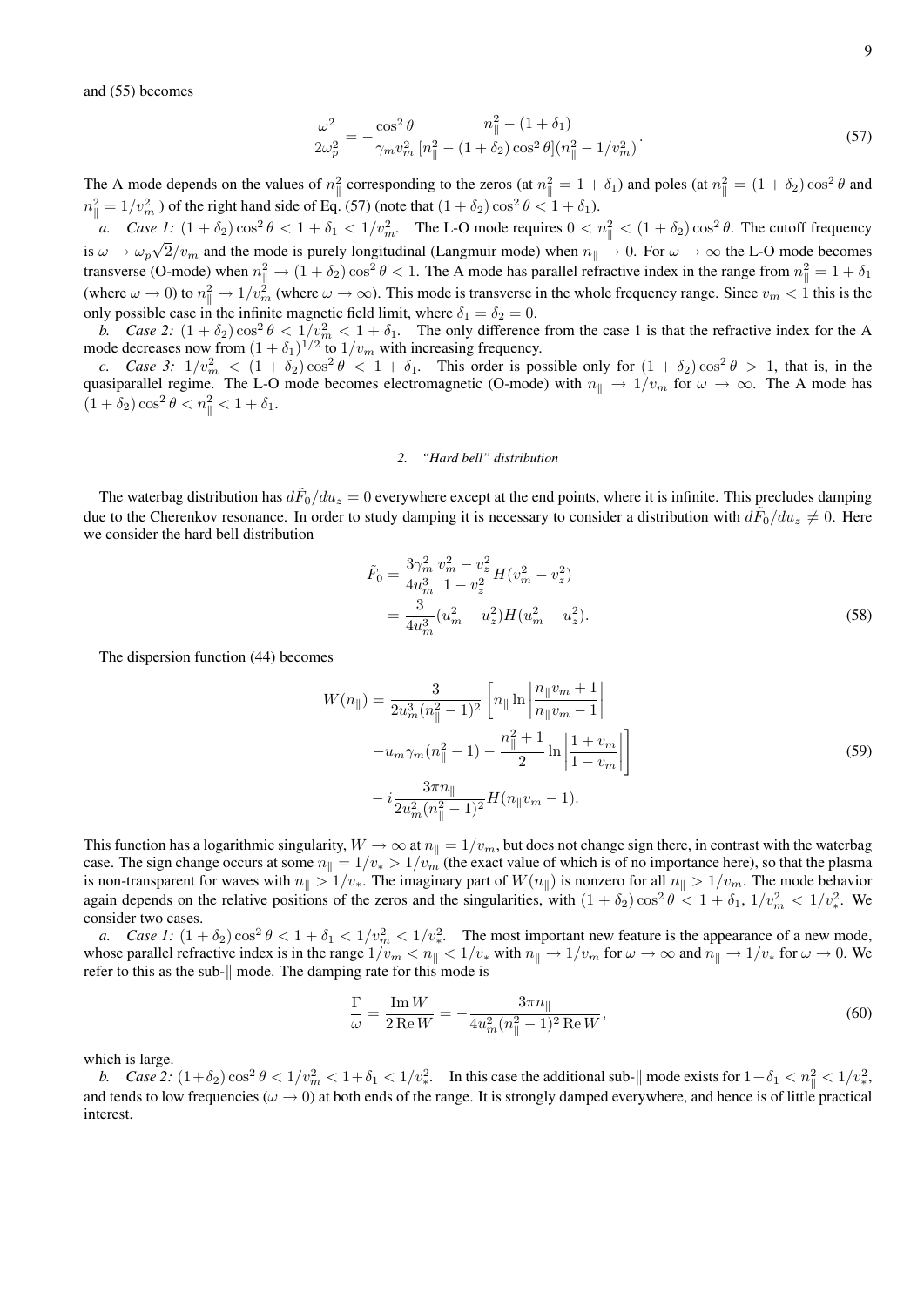and (55) becomes

$$\frac{\omega^2}{2\omega_p^2} = -\frac{\cos^2\theta}{\gamma_m v_m^2} \frac{n_\parallel^2 - (1+\delta_1)}{[n_\parallel^2 - (1+\delta_2)\cos^2\theta](n_\parallel^2 - 1/v_m^2)}. \tag{57}$$

The A mode depends on the values of $n_\parallel^2$ corresponding to the zeros (at $n_\parallel^2 = 1+\delta_1$) and poles (at $n_\parallel^2 = (1+\delta_2)\cos^2\theta$ and $n_\parallel^2 = 1/v_m^2$ ) of the right hand side of Eq. (57) (note that $(1+\delta_2)\cos^2\theta < 1+\delta_1$).

*a. Case 1:* $(1+\delta_2)\cos^2\theta < 1+\delta_1 < 1/v_m^2$. The L-O mode requires $0 < n_\parallel^2 < (1+\delta_2)\cos^2\theta$. The cutoff frequency is $\omega \to \omega_p\sqrt{2}/v_m$ and the mode is purely longitudinal (Langmuir mode) when $n_\parallel \to 0$. For $\omega \to \infty$ the L-O mode becomes transverse (O-mode) when $n_\parallel^2 \to (1+\delta_2)\cos^2\theta < 1$. The A mode has parallel refractive index in the range from $n_\parallel^2 = 1+\delta_1$ (where $\omega \to 0$) to $n_\parallel^2 \to 1/v_m^2$ (where $\omega \to \infty$). This mode is transverse in the whole frequency range. Since $v_m < 1$ this is the only possible case in the infinite magnetic field limit, where $\delta_1 = \delta_2 = 0$.

*b. Case 2:* $(1+\delta_2)\cos^2\theta < 1/v_m^2 < 1+\delta_1$. The only difference from the case 1 is that the refractive index for the A mode decreases now from $(1+\delta_1)^{1/2}$ to $1/v_m$ with increasing frequency.

*c. Case 3:* $1/v_m^2 < (1+\delta_2)\cos^2\theta < 1+\delta_1$. This order is possible only for $(1+\delta_2)\cos^2\theta > 1$, that is, in the quasiparallel regime. The L-O mode becomes electromagnetic (O-mode) with $n_\parallel \to 1/v_m$ for $\omega \to \infty$. The A mode has $(1+\delta_2)\cos^2\theta < n_\parallel^2 < 1+\delta_1$.

### 2. "Hard bell" distribution

The waterbag distribution has $d\tilde{F}_0/du_z = 0$ everywhere except at the end points, where it is infinite. This precludes damping due to the Cherenkov resonance. In order to study damping it is necessary to consider a distribution with $d\tilde{F}_0/du_z \neq 0$. Here we consider the hard bell distribution

$$\begin{aligned}\tilde{F}_0 &= \frac{3\gamma_m^2}{4u_m^3}\frac{v_m^2 - v_z^2}{1 - v_z^2} H(v_m^2 - v_z^2) \\ &= \frac{3}{4u_m^3}(u_m^2 - u_z^2)H(u_m^2 - u_z^2).\end{aligned} \tag{58}$$

The dispersion function (44) becomes

$$\begin{aligned}W(n_\parallel) = &\frac{3}{2u_m^3(n_\parallel^2-1)^2}\left[n_\parallel \ln\left|\frac{n_\parallel v_m + 1}{n_\parallel v_m - 1}\right|\right. \\ &\left. - u_m\gamma_m(n_\parallel^2 - 1) - \frac{n_\parallel^2+1}{2}\ln\left|\frac{1+v_m}{1-v_m}\right|\right] \\ &- i\frac{3\pi n_\parallel}{2u_m^2(n_\parallel^2-1)^2}H(n_\parallel v_m - 1).\end{aligned} \tag{59}$$

This function has a logarithmic singularity, $W \to \infty$ at $n_\parallel = 1/v_m$, but does not change sign there, in contrast with the waterbag case. The sign change occurs at some $n_\parallel = 1/v_* > 1/v_m$ (the exact value of which is of no importance here), so that the plasma is non-transparent for waves with $n_\parallel > 1/v_*$. The imaginary part of $W(n_\parallel)$ is nonzero for all $n_\parallel > 1/v_m$. The mode behavior again depends on the relative positions of the zeros and the singularities, with $(1+\delta_2)\cos^2\theta < 1+\delta_1$, $1/v_m^2 < 1/v_*^2$. We consider two cases.

*a. Case 1:* $(1+\delta_2)\cos^2\theta < 1+\delta_1 < 1/v_m^2 < 1/v_*^2$. The most important new feature is the appearance of a new mode, whose parallel refractive index is in the range $1/v_m < n_\parallel < 1/v_*$ with $n_\parallel \to 1/v_m$ for $\omega \to \infty$ and $n_\parallel \to 1/v_*$ for $\omega \to 0$. We refer to this as the sub-$\|$ mode. The damping rate for this mode is

$$\frac{\Gamma}{\omega} = \frac{\operatorname{Im} W}{2\operatorname{Re} W} = -\frac{3\pi n_\parallel}{4u_m^2(n_\parallel^2-1)^2\operatorname{Re} W}, \tag{60}$$

which is large.

*b. Case 2:* $(1+\delta_2)\cos^2\theta < 1/v_m^2 < 1+\delta_1 < 1/v_*^2$. In this case the additional sub-$\|$ mode exists for $1+\delta_1 < n_\parallel^2 < 1/v_*^2$, and tends to low frequencies ($\omega \to 0$) at both ends of the range. It is strongly damped everywhere, and hence is of little practical interest.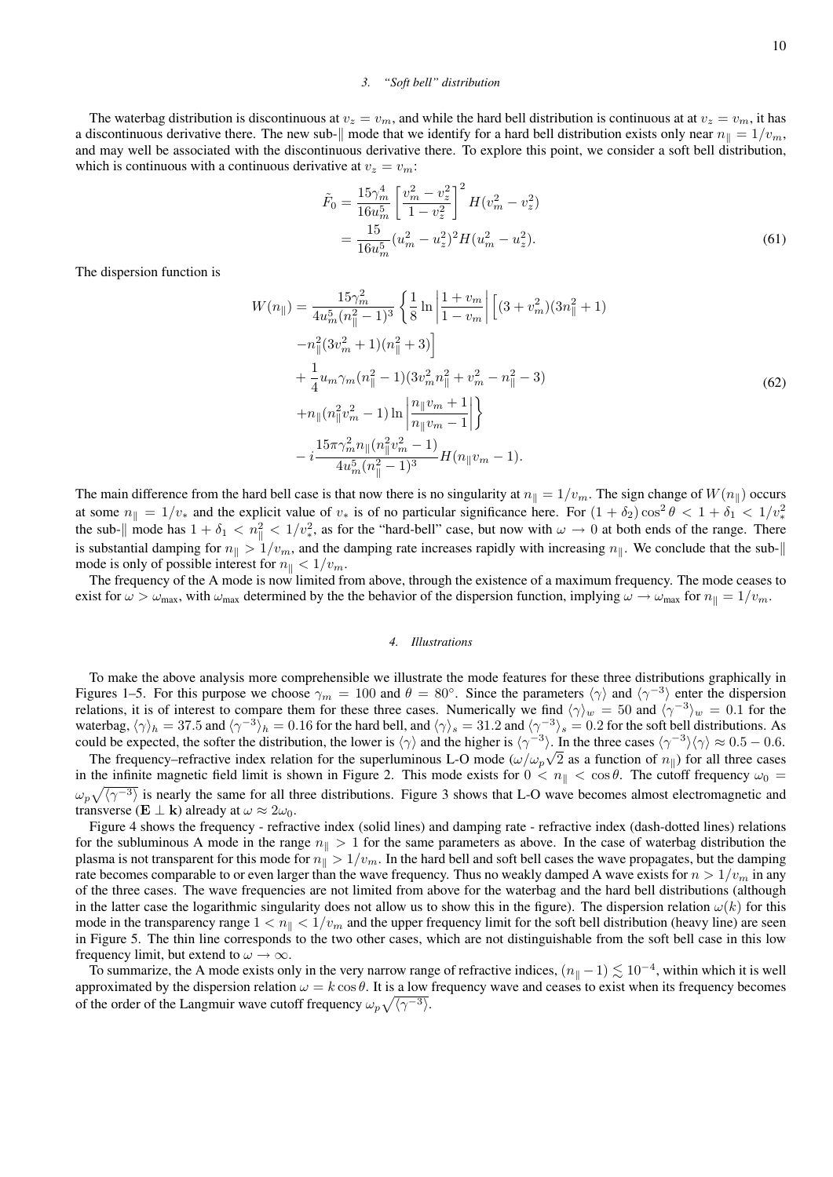#### 3. "Soft bell" distribution

The waterbag distribution is discontinuous at $v_z = v_m$, and while the hard bell distribution is continuous at at $v_z = v_m$, it has a discontinuous derivative there. The new sub-$\|$ mode that we identify for a hard bell distribution exists only near $n_\| = 1/v_m$, and may well be associated with the discontinuous derivative there. To explore this point, we consider a soft bell distribution, which is continuous with a continuous derivative at $v_z = v_m$:

$$
\begin{aligned}
\tilde{F}_0 &= \frac{15\gamma_m^4}{16u_m^5}\left[\frac{v_m^2 - v_z^2}{1 - v_z^2}\right]^2 H(v_m^2 - v_z^2) \\
&= \frac{15}{16u_m^5}(u_m^2 - u_z^2)^2 H(u_m^2 - u_z^2).
\end{aligned} \tag{61}
$$

The dispersion function is

$$
\begin{aligned}
W(n_\|) = \frac{15\gamma_m^2}{4u_m^5(n_\|^2 - 1)^3}\Bigg\{ &\frac{1}{8}\ln\left|\frac{1+v_m}{1-v_m}\right|\Big[(3+v_m^2)(3n_\|^2+1) \\
&- n_\|^2(3v_m^2+1)(n_\|^2+3)\Big] \\
&+ \frac{1}{4}u_m\gamma_m(n_\|^2-1)(3v_m^2n_\|^2 + v_m^2 - n_\|^2 - 3) \\
&+ n_\|(n_\|^2v_m^2 - 1)\ln\left|\frac{n_\|v_m+1}{n_\|v_m-1}\right|\Bigg\} \\
&- i\frac{15\pi\gamma_m^2 n_\|(n_\|^2v_m^2-1)}{4u_m^5(n_\|^2-1)^3}H(n_\|v_m - 1).
\end{aligned} \tag{62}
$$

The main difference from the hard bell case is that now there is no singularity at $n_\| = 1/v_m$. The sign change of $W(n_\|)$ occurs at some $n_\| = 1/v_*$ and the explicit value of $v_*$ is of no particular significance here. For $(1+\delta_2)\cos^2\theta < 1+\delta_1 < 1/v_*^2$ the sub-$\|$ mode has $1+\delta_1 < n_\|^2 < 1/v_*^2$, as for the "hard-bell" case, but now with $\omega \to 0$ at both ends of the range. There is substantial damping for $n_\| > 1/v_m$, and the damping rate increases rapidly with increasing $n_\|$. We conclude that the sub-$\|$ mode is only of possible interest for $n_\| < 1/v_m$.

The frequency of the A mode is now limited from above, through the existence of a maximum frequency. The mode ceases to exist for $\omega > \omega_{\rm max}$, with $\omega_{\rm max}$ determined by the the behavior of the dispersion function, implying $\omega \to \omega_{\rm max}$ for $n_\| = 1/v_m$.

#### 4. Illustrations

To make the above analysis more comprehensible we illustrate the mode features for these three distributions graphically in Figures 1–5. For this purpose we choose $\gamma_m = 100$ and $\theta = 80^\circ$. Since the parameters $\langle\gamma\rangle$ and $\langle\gamma^{-3}\rangle$ enter the dispersion relations, it is of interest to compare them for these three cases. Numerically we find $\langle\gamma\rangle_w = 50$ and $\langle\gamma^{-3}\rangle_w = 0.1$ for the waterbag, $\langle\gamma\rangle_h = 37.5$ and $\langle\gamma^{-3}\rangle_h = 0.16$ for the hard bell, and $\langle\gamma\rangle_s = 31.2$ and $\langle\gamma^{-3}\rangle_s = 0.2$ for the soft bell distributions. As could be expected, the softer the distribution, the lower is $\langle\gamma\rangle$ and the higher is $\langle\gamma^{-3}\rangle$. In the three cases $\langle\gamma^{-3}\rangle\langle\gamma\rangle \approx 0.5 - 0.6$.

The frequency–refractive index relation for the superluminous L-O mode ($\omega/\omega_p\sqrt{2}$ as a function of $n_\|$) for all three cases in the infinite magnetic field limit is shown in Figure 2. This mode exists for $0 < n_\| < \cos\theta$. The cutoff frequency $\omega_0 = \omega_p\sqrt{\langle\gamma^{-3}\rangle}$ is nearly the same for all three distributions. Figure 3 shows that L-O wave becomes almost electromagnetic and transverse (**E** $\perp$ **k**) already at $\omega \approx 2\omega_0$.

Figure 4 shows the frequency - refractive index (solid lines) and damping rate - refractive index (dash-dotted lines) relations for the subluminous A mode in the range $n_\| > 1$ for the same parameters as above. In the case of waterbag distribution the plasma is not transparent for this mode for $n_\| > 1/v_m$. In the hard bell and soft bell cases the wave propagates, but the damping rate becomes comparable to or even larger than the wave frequency. Thus no weakly damped A wave exists for $n > 1/v_m$ in any of the three cases. The wave frequencies are not limited from above for the waterbag and the hard bell distributions (although in the latter case the logarithmic singularity does not allow us to show this in the figure). The dispersion relation $\omega(k)$ for this mode in the transparency range $1 < n_\| < 1/v_m$ and the upper frequency limit for the soft bell distribution (heavy line) are seen in Figure 5. The thin line corresponds to the two other cases, which are not distinguishable from the soft bell case in this low frequency limit, but extend to $\omega \to \infty$.

To summarize, the A mode exists only in the very narrow range of refractive indices, $(n_\| - 1) \lesssim 10^{-4}$, within which it is well approximated by the dispersion relation $\omega = k\cos\theta$. It is a low frequency wave and ceases to exist when its frequency becomes of the order of the Langmuir wave cutoff frequency $\omega_p\sqrt{\langle\gamma^{-3}\rangle}$.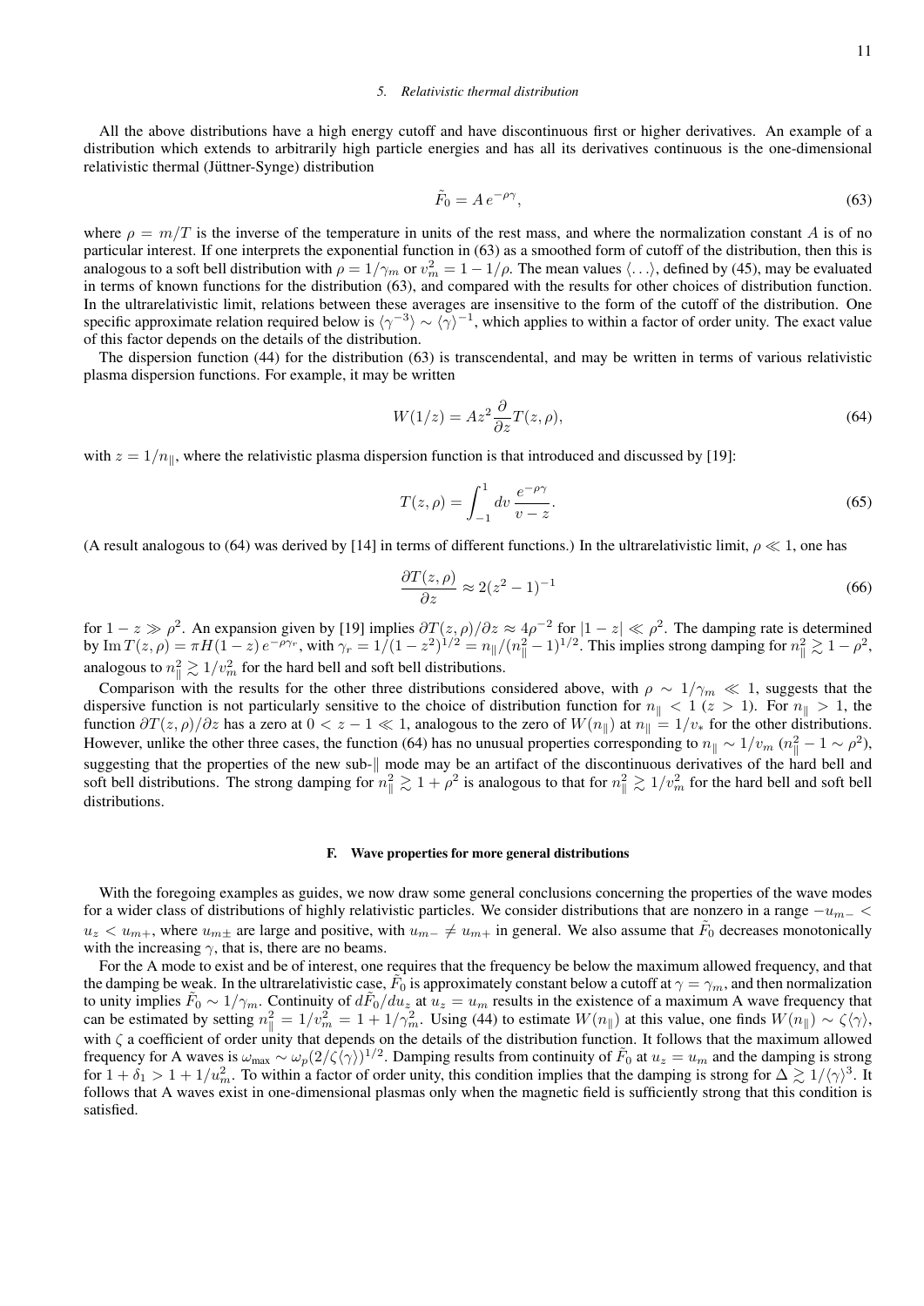### 5. Relativistic thermal distribution

All the above distributions have a high energy cutoff and have discontinuous first or higher derivatives. An example of a distribution which extends to arbitrarily high particle energies and has all its derivatives continuous is the one-dimensional relativistic thermal (Jüttner-Synge) distribution

$$\tilde{F}_0 = A\, e^{-\rho\gamma}, \tag{63}$$

where $\rho = m/T$ is the inverse of the temperature in units of the rest mass, and where the normalization constant $A$ is of no particular interest. If one interprets the exponential function in (63) as a smoothed form of cutoff of the distribution, then this is analogous to a soft bell distribution with $\rho = 1/\gamma_m$ or $v_m^2 = 1 - 1/\rho$. The mean values $\langle \ldots \rangle$, defined by (45), may be evaluated in terms of known functions for the distribution (63), and compared with the results for other choices of distribution function. In the ultrarelativistic limit, relations between these averages are insensitive to the form of the cutoff of the distribution. One specific approximate relation required below is $\langle \gamma^{-3} \rangle \sim \langle \gamma \rangle^{-1}$, which applies to within a factor of order unity. The exact value of this factor depends on the details of the distribution.

The dispersion function (44) for the distribution (63) is transcendental, and may be written in terms of various relativistic plasma dispersion functions. For example, it may be written

$$W(1/z) = A z^2 \frac{\partial}{\partial z} T(z,\rho), \tag{64}$$

with $z = 1/n_\parallel$, where the relativistic plasma dispersion function is that introduced and discussed by [19]:

$$T(z,\rho) = \int_{-1}^{1} dv\, \frac{e^{-\rho\gamma}}{v - z}. \tag{65}$$

(A result analogous to (64) was derived by [14] in terms of different functions.) In the ultrarelativistic limit, $\rho \ll 1$, one has

$$\frac{\partial T(z,\rho)}{\partial z} \approx 2(z^2 - 1)^{-1} \tag{66}$$

for $1 - z \gg \rho^2$. An expansion given by [19] implies $\partial T(z,\rho)/\partial z \approx 4\rho^{-2}$ for $|1 - z| \ll \rho^2$. The damping rate is determined by $\mathrm{Im}\, T(z,\rho) = \pi H(1 - z)\, e^{-\rho\gamma_r}$, with $\gamma_r = 1/(1 - z^2)^{1/2} = n_\parallel/(n_\parallel^2 - 1)^{1/2}$. This implies strong damping for $n_\parallel^2 \gtrsim 1 - \rho^2$, analogous to $n_\parallel^2 \gtrsim 1/v_m^2$ for the hard bell and soft bell distributions.

Comparison with the results for the other three distributions considered above, with $\rho \sim 1/\gamma_m \ll 1$, suggests that the dispersive function is not particularly sensitive to the choice of distribution function for $n_\parallel < 1$ ($z > 1$). For $n_\parallel > 1$, the function $\partial T(z,\rho)/\partial z$ has a zero at $0 < z - 1 \ll 1$, analogous to the zero of $W(n_\parallel)$ at $n_\parallel = 1/v_*$ for the other distributions. However, unlike the other three cases, the function (64) has no unusual properties corresponding to $n_\parallel \sim 1/v_m$ ($n_\parallel^2 - 1 \sim \rho^2$), suggesting that the properties of the new sub-$\parallel$ mode may be an artifact of the discontinuous derivatives of the hard bell and soft bell distributions. The strong damping for $n_\parallel^2 \gtrsim 1 + \rho^2$ is analogous to that for $n_\parallel^2 \gtrsim 1/v_m^2$ for the hard bell and soft bell distributions.

## F. Wave properties for more general distributions

With the foregoing examples as guides, we now draw some general conclusions concerning the properties of the wave modes for a wider class of distributions of highly relativistic particles. We consider distributions that are nonzero in a range $-u_{m-} < u_z < u_{m+}$, where $u_{m\pm}$ are large and positive, with $u_{m-} \neq u_{m+}$ in general. We also assume that $\tilde{F}_0$ decreases monotonically with the increasing $\gamma$, that is, there are no beams.

For the A mode to exist and be of interest, one requires that the frequency be below the maximum allowed frequency, and that the damping be weak. In the ultrarelativistic case, $\tilde{F}_0$ is approximately constant below a cutoff at $\gamma = \gamma_m$, and then normalization to unity implies $\tilde{F}_0 \sim 1/\gamma_m$. Continuity of $d\tilde{F}_0/du_z$ at $u_z = u_m$ results in the existence of a maximum A wave frequency that can be estimated by setting $n_\parallel^2 = 1/v_m^2 = 1 + 1/\gamma_m^2$. Using (44) to estimate $W(n_\parallel)$ at this value, one finds $W(n_\parallel) \sim \zeta\langle\gamma\rangle$, with $\zeta$ a coefficient of order unity that depends on the details of the distribution function. It follows that the maximum allowed frequency for A waves is $\omega_{\max} \sim \omega_p(2/\zeta\langle\gamma\rangle)^{1/2}$. Damping results from continuity of $\tilde{F}_0$ at $u_z = u_m$ and the damping is strong for $1 + \delta_1 > 1 + 1/u_m^2$. To within a factor of order unity, this condition implies that the damping is strong for $\Delta \gtrsim 1/\langle\gamma\rangle^3$. It follows that A waves exist in one-dimensional plasmas only when the magnetic field is sufficiently strong that this condition is satisfied.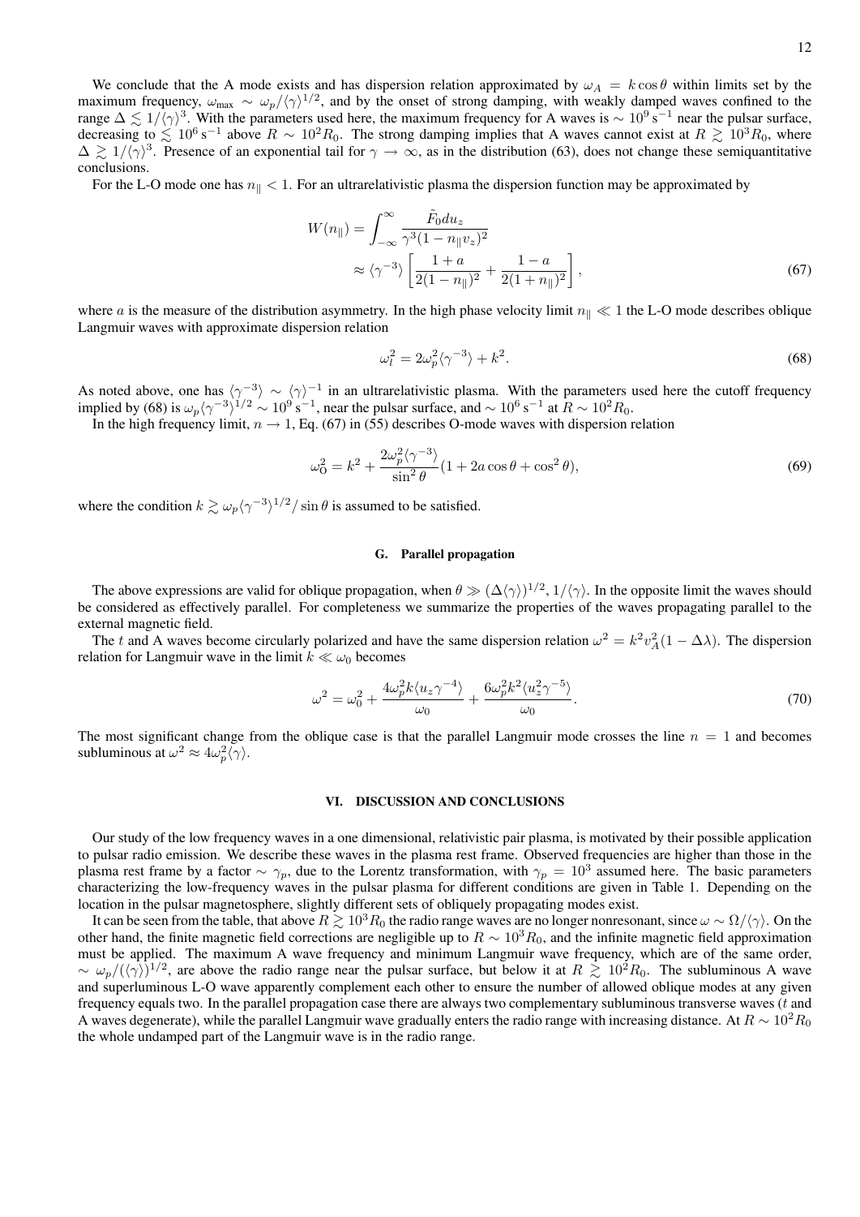We conclude that the A mode exists and has dispersion relation approximated by $\omega_A = k\cos\theta$ within limits set by the maximum frequency, $\omega_{\rm max} \sim \omega_p/\langle\gamma\rangle^{1/2}$, and by the onset of strong damping, with weakly damped waves confined to the range $\Delta \lesssim 1/\langle\gamma\rangle^3$. With the parameters used here, the maximum frequency for A waves is $\sim 10^9\,{\rm s}^{-1}$ near the pulsar surface, decreasing to $\lesssim 10^6\,{\rm s}^{-1}$ above $R \sim 10^2 R_0$. The strong damping implies that A waves cannot exist at $R \gtrsim 10^3 R_0$, where $\Delta \gtrsim 1/\langle\gamma\rangle^3$. Presence of an exponential tail for $\gamma \to \infty$, as in the distribution (63), does not change these semiquantitative conclusions.

For the L-O mode one has $n_\parallel < 1$. For an ultrarelativistic plasma the dispersion function may be approximated by

$$
\begin{aligned}
W(n_\parallel) &= \int_{-\infty}^{\infty} \frac{\tilde{F}_0 du_z}{\gamma^3(1-n_\parallel v_z)^2} \\
&\approx \langle\gamma^{-3}\rangle \left[\frac{1+a}{2(1-n_\parallel)^2} + \frac{1-a}{2(1+n_\parallel)^2}\right],
\end{aligned}
\tag{67}
$$

where $a$ is the measure of the distribution asymmetry. In the high phase velocity limit $n_\parallel \ll 1$ the L-O mode describes oblique Langmuir waves with approximate dispersion relation

$$
\omega_l^2 = 2\omega_p^2\langle\gamma^{-3}\rangle + k^2. \tag{68}
$$

As noted above, one has $\langle\gamma^{-3}\rangle \sim \langle\gamma\rangle^{-1}$ in an ultrarelativistic plasma. With the parameters used here the cutoff frequency implied by (68) is $\omega_p\langle\gamma^{-3}\rangle^{1/2} \sim 10^9\,{\rm s}^{-1}$, near the pulsar surface, and $\sim 10^6\,{\rm s}^{-1}$ at $R \sim 10^2 R_0$.

In the high frequency limit, $n \to 1$, Eq. (67) in (55) describes O-mode waves with dispersion relation

$$
\omega_{\rm O}^2 = k^2 + \frac{2\omega_p^2\langle\gamma^{-3}\rangle}{\sin^2\theta}(1 + 2a\cos\theta + \cos^2\theta), \tag{69}
$$

where the condition $k \gtrsim \omega_p\langle\gamma^{-3}\rangle^{1/2}/\sin\theta$ is assumed to be satisfied.

### G. Parallel propagation

The above expressions are valid for oblique propagation, when $\theta \gg (\Delta\langle\gamma\rangle)^{1/2}, 1/\langle\gamma\rangle$. In the opposite limit the waves should be considered as effectively parallel. For completeness we summarize the properties of the waves propagating parallel to the external magnetic field.

The $t$ and A waves become circularly polarized and have the same dispersion relation $\omega^2 = k^2 v_A^2(1 - \Delta\lambda)$. The dispersion relation for Langmuir wave in the limit $k \ll \omega_0$ becomes

$$
\omega^2 = \omega_0^2 + \frac{4\omega_p^2 k\langle u_z\gamma^{-4}\rangle}{\omega_0} + \frac{6\omega_p^2 k^2\langle u_z^2\gamma^{-5}\rangle}{\omega_0}. \tag{70}
$$

The most significant change from the oblique case is that the parallel Langmuir mode crosses the line $n = 1$ and becomes subluminous at $\omega^2 \approx 4\omega_p^2\langle\gamma\rangle$.

## VI. DISCUSSION AND CONCLUSIONS

Our study of the low frequency waves in a one dimensional, relativistic pair plasma, is motivated by their possible application to pulsar radio emission. We describe these waves in the plasma rest frame. Observed frequencies are higher than those in the plasma rest frame by a factor $\sim \gamma_p$, due to the Lorentz transformation, with $\gamma_p = 10^3$ assumed here. The basic parameters characterizing the low-frequency waves in the pulsar plasma for different conditions are given in Table 1. Depending on the location in the pulsar magnetosphere, slightly different sets of obliquely propagating modes exist.

It can be seen from the table, that above $R \gtrsim 10^3 R_0$ the radio range waves are no longer nonresonant, since $\omega \sim \Omega/\langle\gamma\rangle$. On the other hand, the finite magnetic field corrections are negligible up to $R \sim 10^3 R_0$, and the infinite magnetic field approximation must be applied. The maximum A wave frequency and minimum Langmuir wave frequency, which are of the same order, $\sim \omega_p/(\langle\gamma\rangle)^{1/2}$, are above the radio range near the pulsar surface, but below it at $R \gtrsim 10^2 R_0$. The subluminous A wave and superluminous L-O wave apparently complement each other to ensure the number of allowed oblique modes at any given frequency equals two. In the parallel propagation case there are always two complementary subluminous transverse waves ($t$ and A waves degenerate), while the parallel Langmuir wave gradually enters the radio range with increasing distance. At $R \sim 10^2 R_0$ the whole undamped part of the Langmuir wave is in the radio range.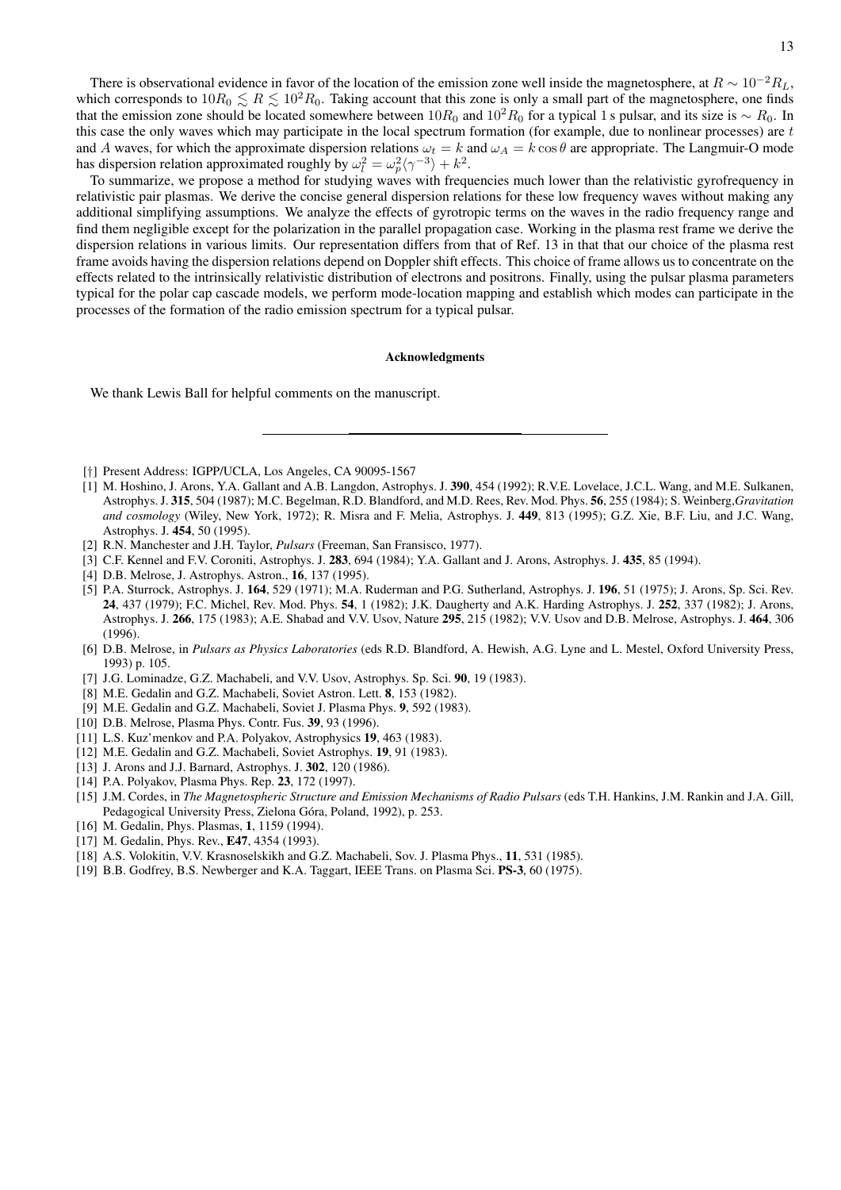There is observational evidence in favor of the location of the emission zone well inside the magnetosphere, at $R \sim 10^{-2}R_L$, which corresponds to $10R_0 \lesssim R \lesssim 10^2R_0$. Taking account that this zone is only a small part of the magnetosphere, one finds that the emission zone should be located somewhere between $10R_0$ and $10^2R_0$ for a typical 1 s pulsar, and its size is $\sim R_0$. In this case the only waves which may participate in the local spectrum formation (for example, due to nonlinear processes) are $t$ and $A$ waves, for which the approximate dispersion relations $\omega_t = k$ and $\omega_A = k\cos\theta$ are appropriate. The Langmuir-O mode has dispersion relation approximated roughly by $\omega_l^2 = \omega_p^2\langle\gamma^{-3}\rangle + k^2$.

To summarize, we propose a method for studying waves with frequencies much lower than the relativistic gyrofrequency in relativistic pair plasmas. We derive the concise general dispersion relations for these low frequency waves without making any additional simplifying assumptions. We analyze the effects of gyrotropic terms on the waves in the radio frequency range and find them negligible except for the polarization in the parallel propagation case. Working in the plasma rest frame we derive the dispersion relations in various limits. Our representation differs from that of Ref. 13 in that that our choice of the plasma rest frame avoids having the dispersion relations depend on Doppler shift effects. This choice of frame allows us to concentrate on the effects related to the intrinsically relativistic distribution of electrons and positrons. Finally, using the pulsar plasma parameters typical for the polar cap cascade models, we perform mode-location mapping and establish which modes can participate in the processes of the formation of the radio emission spectrum for a typical pulsar.

### Acknowledgments

We thank Lewis Ball for helpful comments on the manuscript.

---

[†] Present Address: IGPP/UCLA, Los Angeles, CA 90095-1567

[1] M. Hoshino, J. Arons, Y.A. Gallant and A.B. Langdon, Astrophys. J. **390**, 454 (1992); R.V.E. Lovelace, J.C.L. Wang, and M.E. Sulkanen, Astrophys. J. **315**, 504 (1987); M.C. Begelman, R.D. Blandford, and M.D. Rees, Rev. Mod. Phys. **56**, 255 (1984); S. Weinberg, *Gravitation and cosmology* (Wiley, New York, 1972); R. Misra and F. Melia, Astrophys. J. **449**, 813 (1995); G.Z. Xie, B.F. Liu, and J.C. Wang, Astrophys. J. **454**, 50 (1995).

[2] R.N. Manchester and J.H. Taylor, *Pulsars* (Freeman, San Fransisco, 1977).

[3] C.F. Kennel and F.V. Coroniti, Astrophys. J. **283**, 694 (1984); Y.A. Gallant and J. Arons, Astrophys. J. **435**, 85 (1994).

[4] D.B. Melrose, J. Astrophys. Astron., **16**, 137 (1995).

[5] P.A. Sturrock, Astrophys. J. **164**, 529 (1971); M.A. Ruderman and P.G. Sutherland, Astrophys. J. **196**, 51 (1975); J. Arons, Sp. Sci. Rev. **24**, 437 (1979); F.C. Michel, Rev. Mod. Phys. **54**, 1 (1982); J.K. Daugherty and A.K. Harding Astrophys. J. **252**, 337 (1982); J. Arons, Astrophys. J. **266**, 175 (1983); A.E. Shabad and V.V. Usov, Nature **295**, 215 (1982); V.V. Usov and D.B. Melrose, Astrophys. J. **464**, 306 (1996).

[6] D.B. Melrose, in *Pulsars as Physics Laboratories* (eds R.D. Blandford, A. Hewish, A.G. Lyne and L. Mestel, Oxford University Press, 1993) p. 105.

[7] J.G. Lominadze, G.Z. Machabeli, and V.V. Usov, Astrophys. Sp. Sci. **90**, 19 (1983).

[8] M.E. Gedalin and G.Z. Machabeli, Soviet Astron. Lett. **8**, 153 (1982).

[9] M.E. Gedalin and G.Z. Machabeli, Soviet J. Plasma Phys. **9**, 592 (1983).

[10] D.B. Melrose, Plasma Phys. Contr. Fus. **39**, 93 (1996).

[11] L.S. Kuz'menkov and P.A. Polyakov, Astrophysics **19**, 463 (1983).

[12] M.E. Gedalin and G.Z. Machabeli, Soviet Astrophys. **19**, 91 (1983).

[13] J. Arons and J.J. Barnard, Astrophys. J. **302**, 120 (1986).

[14] P.A. Polyakov, Plasma Phys. Rep. **23**, 172 (1997).

[15] J.M. Cordes, in *The Magnetospheric Structure and Emission Mechanisms of Radio Pulsars* (eds T.H. Hankins, J.M. Rankin and J.A. Gill, Pedagogical University Press, Zielona Góra, Poland, 1992), p. 253.

[16] M. Gedalin, Phys. Plasmas, **1**, 1159 (1994).

[17] M. Gedalin, Phys. Rev., **E47**, 4354 (1993).

[18] A.S. Volokitin, V.V. Krasnoselskikh and G.Z. Machabeli, Sov. J. Plasma Phys., **11**, 531 (1985).

[19] B.B. Godfrey, B.S. Newberger and K.A. Taggart, IEEE Trans. on Plasma Sci. **PS-3**, 60 (1975).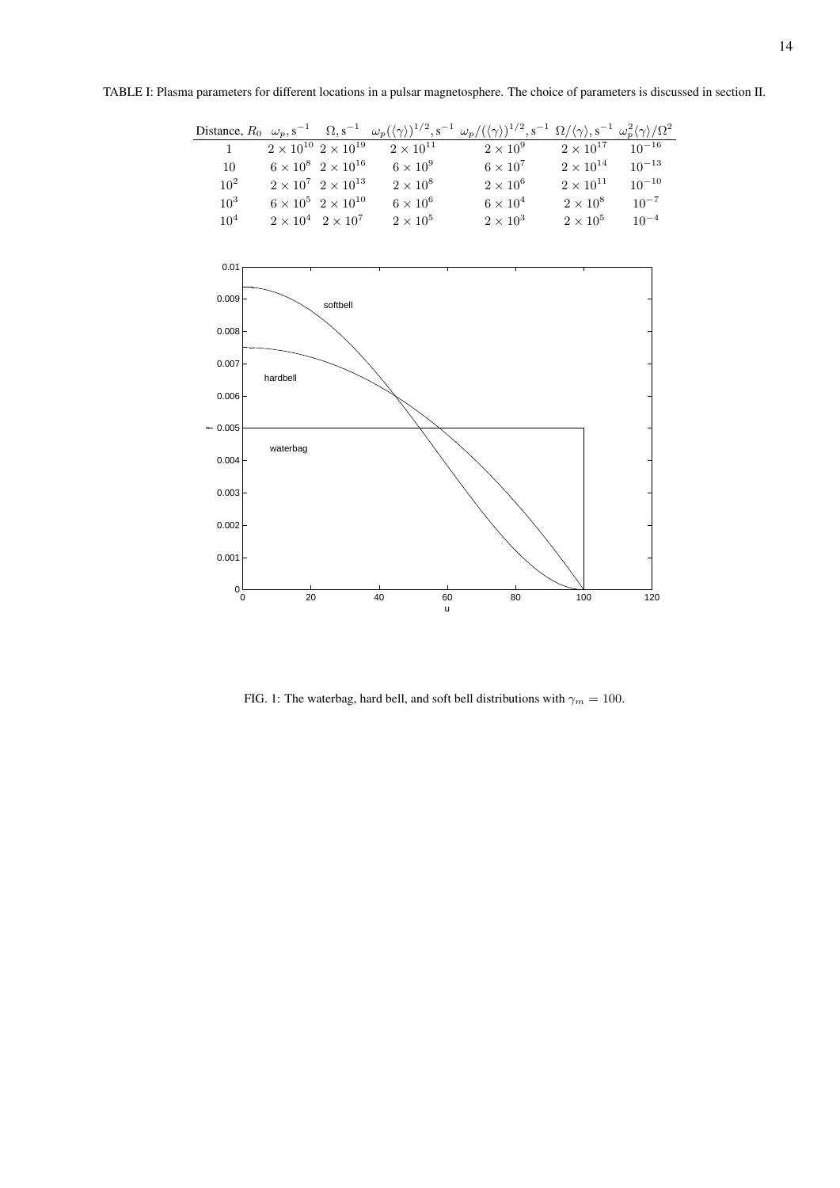TABLE I: Plasma parameters for different locations in a pulsar magnetosphere. The choice of parameters is discussed in section II.

| Distance, $R_0$ | $\omega_p, \mathrm{s}^{-1}$ | $\Omega, \mathrm{s}^{-1}$ | $\omega_p(\langle\gamma\rangle)^{1/2}, \mathrm{s}^{-1}$ | $\omega_p/(\langle\gamma\rangle)^{1/2}, \mathrm{s}^{-1}$ | $\Omega/\langle\gamma\rangle, \mathrm{s}^{-1}$ | $\omega_p^2\langle\gamma\rangle/\Omega^2$ |
|---|---|---|---|---|---|---|
| 1 | $2\times10^{10}$ | $2\times10^{19}$ | $2\times10^{11}$ | $2\times10^{9}$ | $2\times10^{17}$ | $10^{-16}$ |
| 10 | $6\times10^{8}$ | $2\times10^{16}$ | $6\times10^{9}$ | $6\times10^{7}$ | $2\times10^{14}$ | $10^{-13}$ |
| $10^2$ | $2\times10^{7}$ | $2\times10^{13}$ | $2\times10^{8}$ | $2\times10^{6}$ | $2\times10^{11}$ | $10^{-10}$ |
| $10^3$ | $6\times10^{5}$ | $2\times10^{10}$ | $6\times10^{6}$ | $6\times10^{4}$ | $2\times10^{8}$ | $10^{-7}$ |
| $10^4$ | $2\times10^{4}$ | $2\times10^{7}$ | $2\times10^{5}$ | $2\times10^{3}$ | $2\times10^{5}$ | $10^{-4}$ |

FIG. 1: The waterbag, hard bell, and soft bell distributions with $\gamma_m = 100$.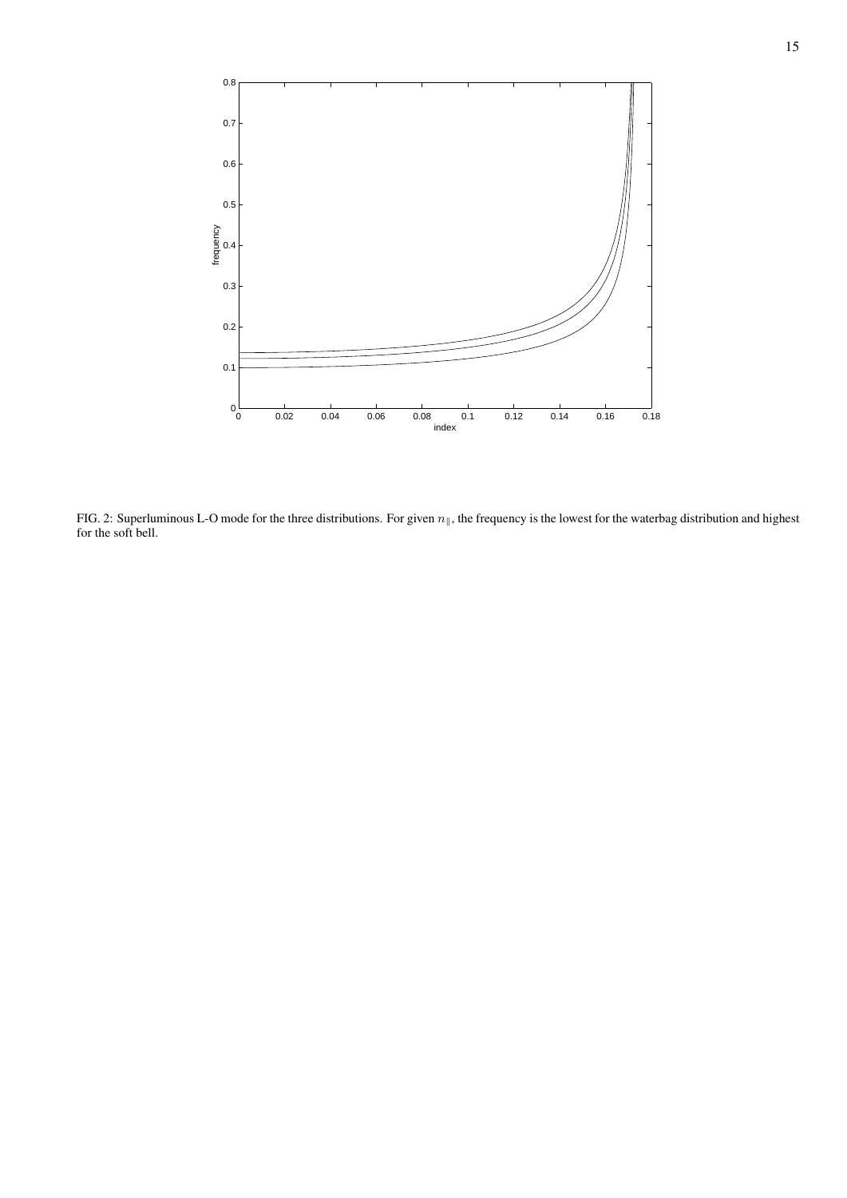FIG. 2: Superluminous L-O mode for the three distributions. For given $n_\parallel$, the frequency is the lowest for the waterbag distribution and highest for the soft bell.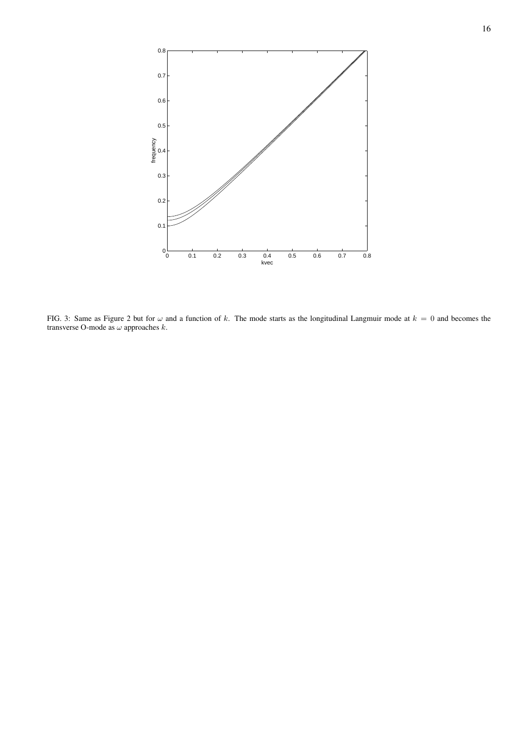FIG. 3: Same as Figure 2 but for $\omega$ and a function of $k$. The mode starts as the longitudinal Langmuir mode at $k = 0$ and becomes the transverse O-mode as $\omega$ approaches $k$.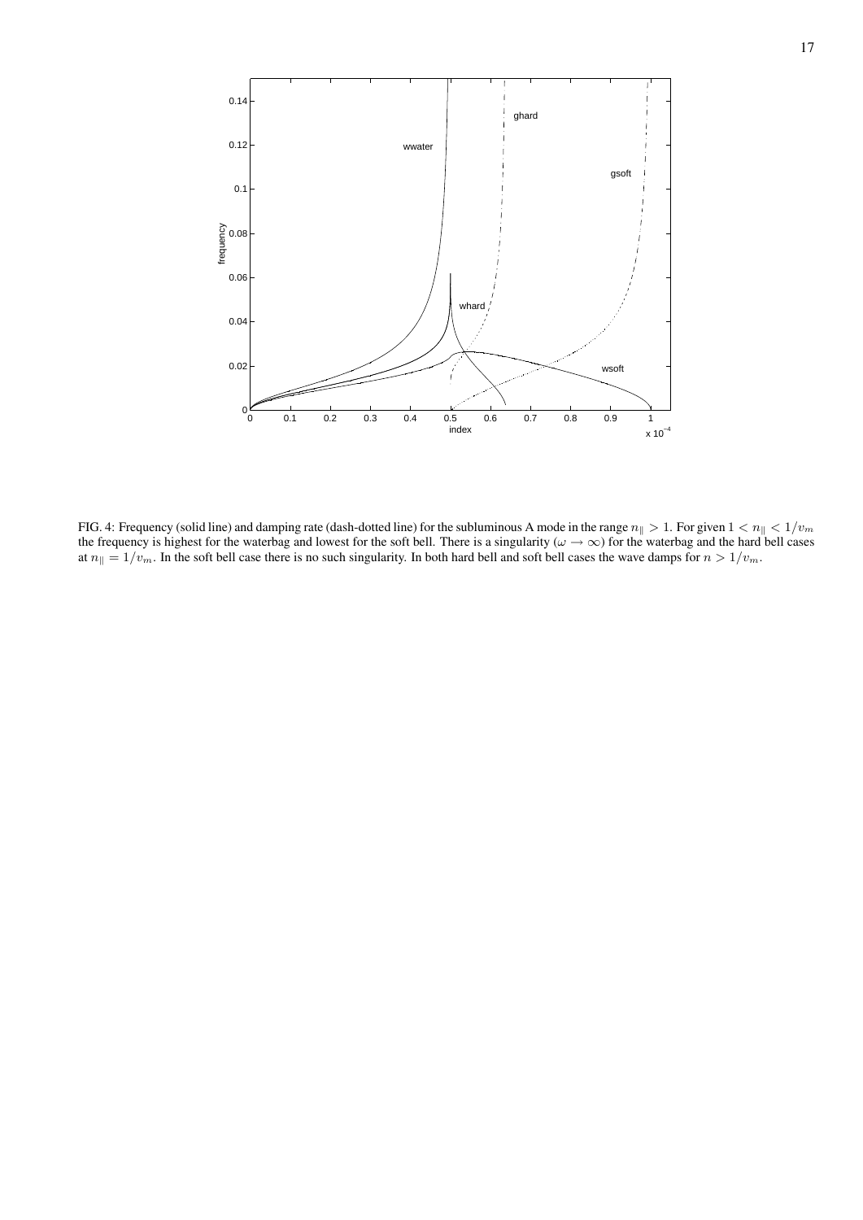FIG. 4: Frequency (solid line) and damping rate (dash-dotted line) for the subluminous A mode in the range $n_\parallel > 1$. For given $1 < n_\parallel < 1/v_m$ the frequency is highest for the waterbag and lowest for the soft bell. There is a singularity ($\omega \to \infty$) for the waterbag and the hard bell cases at $n_\parallel = 1/v_m$. In the soft bell case there is no such singularity. In both hard bell and soft bell cases the wave damps for $n > 1/v_m$.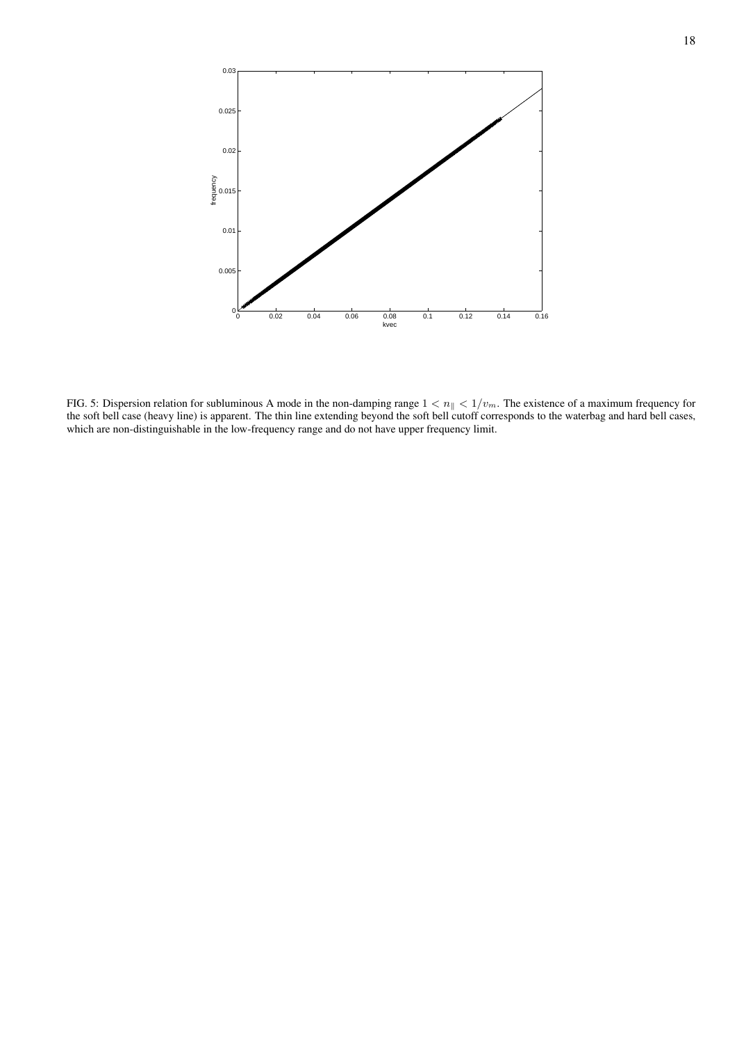0.03
0.025
0.02
0.015
0.01
0.005
0
frequency
0
0.02
0.04
0.06
0.08
0.1
0.12
0.14
0.16
kvec

FIG. 5: Dispersion relation for subluminous A mode in the non-damping range $1 < n_\parallel < 1/v_m$. The existence of a maximum frequency for the soft bell case (heavy line) is apparent. The thin line extending beyond the soft bell cutoff corresponds to the waterbag and hard bell cases, which are non-distinguishable in the low-frequency range and do not have upper frequency limit.